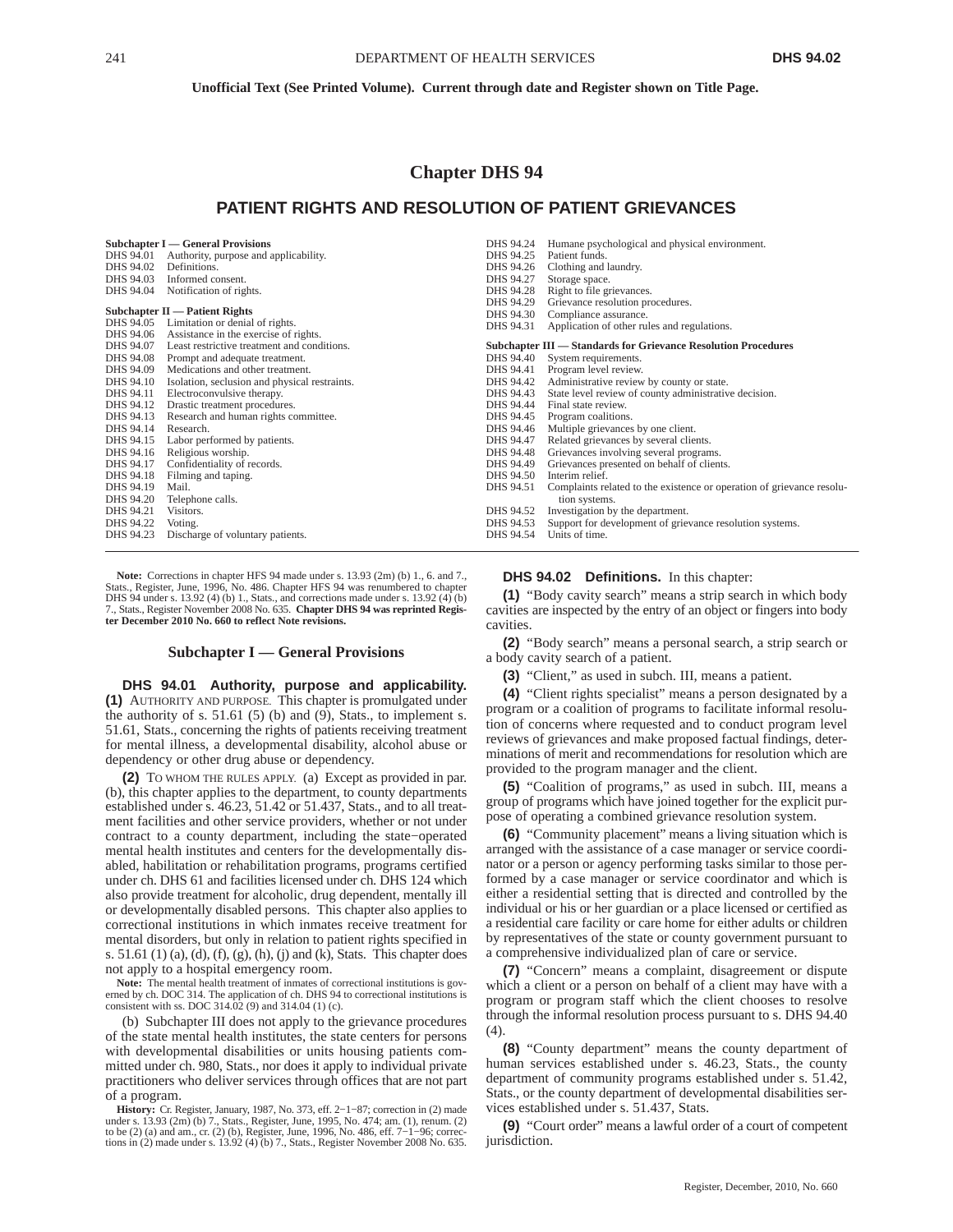Unofficial Text (See Printed Volume). Current through date and Register shown on Title Page.

# Chapter DHS 94

## PATIENT RIGHTS AND RESOLUTION OF PATIENT GRIEVANCES

**Subchapter I — General Provisions**

DHS 94.01 Authority, purpose and applicability.
DHS 94.02 Definitions.
DHS 94.03 Informed consent.
DHS 94.04 Notification of rights.

**Subchapter II — Patient Rights**

DHS 94.05 Limitation or denial of rights.
DHS 94.06 Assistance in the exercise of rights.
DHS 94.07 Least restrictive treatment and conditions.
DHS 94.08 Prompt and adequate treatment.
DHS 94.09 Medications and other treatment.
DHS 94.10 Isolation, seclusion and physical restraints.
DHS 94.11 Electroconvulsive therapy.
DHS 94.12 Drastic treatment procedures.
DHS 94.13 Research and human rights committee.
DHS 94.14 Research.
DHS 94.15 Labor performed by patients.
DHS 94.16 Religious worship.
DHS 94.17 Confidentiality of records.
DHS 94.18 Filming and taping.
DHS 94.19 Mail.
DHS 94.20 Telephone calls.
DHS 94.21 Visitors.
DHS 94.22 Voting.
DHS 94.23 Discharge of voluntary patients.
DHS 94.24 Humane psychological and physical environment.
DHS 94.25 Patient funds.
DHS 94.26 Clothing and laundry.
DHS 94.27 Storage space.
DHS 94.28 Right to file grievances.
DHS 94.29 Grievance resolution procedures.
DHS 94.30 Compliance assurance.
DHS 94.31 Application of other rules and regulations.

**Subchapter III — Standards for Grievance Resolution Procedures**

DHS 94.40 System requirements.
DHS 94.41 Program level review.
DHS 94.42 Administrative review by county or state.
DHS 94.43 State level review of county administrative decision.
DHS 94.44 Final state review.
DHS 94.45 Program coalitions.
DHS 94.46 Multiple grievances by one client.
DHS 94.47 Related grievances by several clients.
DHS 94.48 Grievances involving several programs.
DHS 94.49 Grievances presented on behalf of clients.
DHS 94.50 Interim relief.
DHS 94.51 Complaints related to the existence or operation of grievance resolution systems.
DHS 94.52 Investigation by the department.
DHS 94.53 Support for development of grievance resolution systems.
DHS 94.54 Units of time.

**Note:** Corrections in chapter HFS 94 made under s. 13.93 (2m) (b) 1., 6. and 7., Stats., Register, June, 1996, No. 486. Chapter HFS 94 was renumbered to chapter DHS 94 under s. 13.92 (4) (b) 1., Stats., and corrections made under s. 13.92 (4) (b) 7., Stats., Register November 2008 No. 635. **Chapter DHS 94 was reprinted Register December 2010 No. 660 to reflect Note revisions.**

### Subchapter I — General Provisions

**DHS 94.01 Authority, purpose and applicability.** **(1)** AUTHORITY AND PURPOSE. This chapter is promulgated under the authority of s. 51.61 (5) (b) and (9), Stats., to implement s. 51.61, Stats., concerning the rights of patients receiving treatment for mental illness, a developmental disability, alcohol abuse or dependency or other drug abuse or dependency.

**(2)** TO WHOM THE RULES APPLY. (a) Except as provided in par. (b), this chapter applies to the department, to county departments established under s. 46.23, 51.42 or 51.437, Stats., and to all treatment facilities and other service providers, whether or not under contract to a county department, including the state−operated mental health institutes and centers for the developmentally disabled, habilitation or rehabilitation programs, programs certified under ch. DHS 61 and facilities licensed under ch. DHS 124 which also provide treatment for alcoholic, drug dependent, mentally ill or developmentally disabled persons. This chapter also applies to correctional institutions in which inmates receive treatment for mental disorders, but only in relation to patient rights specified in s. 51.61 (1) (a), (d), (f), (g), (h), (j) and (k), Stats. This chapter does not apply to a hospital emergency room.

**Note:** The mental health treatment of inmates of correctional institutions is governed by ch. DOC 314. The application of ch. DHS 94 to correctional institutions is consistent with ss. DOC 314.02 (9) and 314.04 (1) (c).

(b) Subchapter III does not apply to the grievance procedures of the state mental health institutes, the state centers for persons with developmental disabilities or units housing patients committed under ch. 980, Stats., nor does it apply to individual private practitioners who deliver services through offices that are not part of a program.

**History:** Cr. Register, January, 1987, No. 373, eff. 2−1−87; correction in (2) made under s. 13.93 (2m) (b) 7., Stats., Register, June, 1995, No. 474; am. (1), renum. (2) to be (2) (a) and am., cr. (2) (b), Register, June, 1996, No. 486, eff. 7−1−96; corrections in (2) made under s. 13.92 (4) (b) 7., Stats., Register November 2008 No. 635.

**DHS 94.02 Definitions.** In this chapter:

**(1)** "Body cavity search" means a strip search in which body cavities are inspected by the entry of an object or fingers into body cavities.

**(2)** "Body search" means a personal search, a strip search or a body cavity search of a patient.

**(3)** "Client," as used in subch. III, means a patient.

**(4)** "Client rights specialist" means a person designated by a program or a coalition of programs to facilitate informal resolution of concerns where requested and to conduct program level reviews of grievances and make proposed factual findings, determinations of merit and recommendations for resolution which are provided to the program manager and the client.

**(5)** "Coalition of programs," as used in subch. III, means a group of programs which have joined together for the explicit purpose of operating a combined grievance resolution system.

**(6)** "Community placement" means a living situation which is arranged with the assistance of a case manager or service coordinator or a person or agency performing tasks similar to those performed by a case manager or service coordinator and which is either a residential setting that is directed and controlled by the individual or his or her guardian or a place licensed or certified as a residential care facility or care home for either adults or children by representatives of the state or county government pursuant to a comprehensive individualized plan of care or service.

**(7)** "Concern" means a complaint, disagreement or dispute which a client or a person on behalf of a client may have with a program or program staff which the client chooses to resolve through the informal resolution process pursuant to s. DHS 94.40 (4).

**(8)** "County department" means the county department of human services established under s. 46.23, Stats., the county department of community programs established under s. 51.42, Stats., or the county department of developmental disabilities services established under s. 51.437, Stats.

**(9)** "Court order" means a lawful order of a court of competent jurisdiction.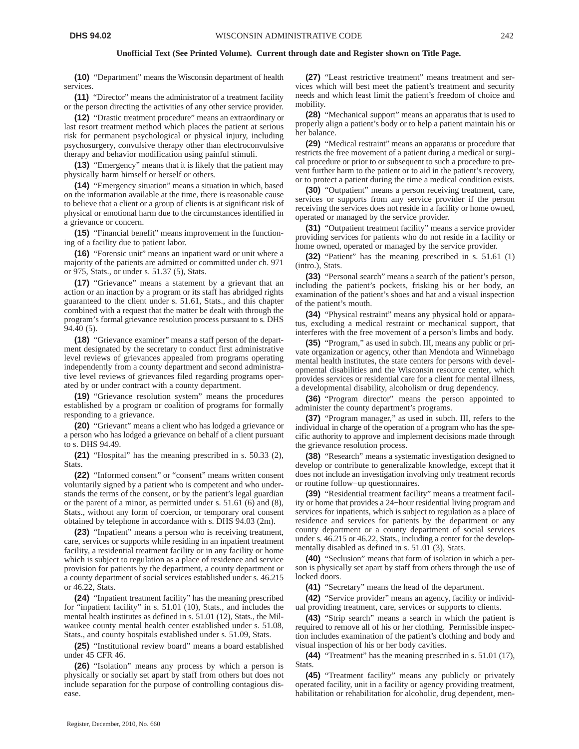**(10)** "Department" means the Wisconsin department of health services.

**(11)** "Director" means the administrator of a treatment facility or the person directing the activities of any other service provider.

**(12)** "Drastic treatment procedure" means an extraordinary or last resort treatment method which places the patient at serious risk for permanent psychological or physical injury, including psychosurgery, convulsive therapy other than electroconvulsive therapy and behavior modification using painful stimuli.

**(13)** "Emergency" means that it is likely that the patient may physically harm himself or herself or others.

**(14)** "Emergency situation" means a situation in which, based on the information available at the time, there is reasonable cause to believe that a client or a group of clients is at significant risk of physical or emotional harm due to the circumstances identified in a grievance or concern.

**(15)** "Financial benefit" means improvement in the functioning of a facility due to patient labor.

**(16)** "Forensic unit" means an inpatient ward or unit where a majority of the patients are admitted or committed under ch. 971 or 975, Stats., or under s. 51.37 (5), Stats.

**(17)** "Grievance" means a statement by a grievant that an action or an inaction by a program or its staff has abridged rights guaranteed to the client under s. 51.61, Stats., and this chapter combined with a request that the matter be dealt with through the program's formal grievance resolution process pursuant to s. DHS 94.40 (5).

**(18)** "Grievance examiner" means a staff person of the department designated by the secretary to conduct first administrative level reviews of grievances appealed from programs operating independently from a county department and second administrative level reviews of grievances filed regarding programs operated by or under contract with a county department.

**(19)** "Grievance resolution system" means the procedures established by a program or coalition of programs for formally responding to a grievance.

**(20)** "Grievant" means a client who has lodged a grievance or a person who has lodged a grievance on behalf of a client pursuant to s. DHS 94.49.

**(21)** "Hospital" has the meaning prescribed in s. 50.33 (2), Stats.

**(22)** "Informed consent" or "consent" means written consent voluntarily signed by a patient who is competent and who understands the terms of the consent, or by the patient's legal guardian or the parent of a minor, as permitted under s. 51.61 (6) and (8), Stats., without any form of coercion, or temporary oral consent obtained by telephone in accordance with s. DHS 94.03 (2m).

**(23)** "Inpatient" means a person who is receiving treatment, care, services or supports while residing in an inpatient treatment facility, a residential treatment facility or in any facility or home which is subject to regulation as a place of residence and service provision for patients by the department, a county department or a county department of social services established under s. 46.215 or 46.22, Stats.

**(24)** "Inpatient treatment facility" has the meaning prescribed for "inpatient facility" in s. 51.01 (10), Stats., and includes the mental health institutes as defined in s. 51.01 (12), Stats., the Milwaukee county mental health center established under s. 51.08, Stats., and county hospitals established under s. 51.09, Stats.

**(25)** "Institutional review board" means a board established under 45 CFR 46.

**(26)** "Isolation" means any process by which a person is physically or socially set apart by staff from others but does not include separation for the purpose of controlling contagious disease.

**(27)** "Least restrictive treatment" means treatment and services which will best meet the patient's treatment and security needs and which least limit the patient's freedom of choice and mobility.

**(28)** "Mechanical support" means an apparatus that is used to properly align a patient's body or to help a patient maintain his or her balance.

**(29)** "Medical restraint" means an apparatus or procedure that restricts the free movement of a patient during a medical or surgical procedure or prior to or subsequent to such a procedure to prevent further harm to the patient or to aid in the patient's recovery, or to protect a patient during the time a medical condition exists.

**(30)** "Outpatient" means a person receiving treatment, care, services or supports from any service provider if the person receiving the services does not reside in a facility or home owned, operated or managed by the service provider.

**(31)** "Outpatient treatment facility" means a service provider providing services for patients who do not reside in a facility or home owned, operated or managed by the service provider.

**(32)** "Patient" has the meaning prescribed in s. 51.61 (1) (intro.), Stats.

**(33)** "Personal search" means a search of the patient's person, including the patient's pockets, frisking his or her body, an examination of the patient's shoes and hat and a visual inspection of the patient's mouth.

**(34)** "Physical restraint" means any physical hold or apparatus, excluding a medical restraint or mechanical support, that interferes with the free movement of a person's limbs and body.

**(35)** "Program," as used in subch. III, means any public or private organization or agency, other than Mendota and Winnebago mental health institutes, the state centers for persons with developmental disabilities and the Wisconsin resource center, which provides services or residential care for a client for mental illness, a developmental disability, alcoholism or drug dependency.

**(36)** "Program director" means the person appointed to administer the county department's programs.

**(37)** "Program manager," as used in subch. III, refers to the individual in charge of the operation of a program who has the specific authority to approve and implement decisions made through the grievance resolution process.

**(38)** "Research" means a systematic investigation designed to develop or contribute to generalizable knowledge, except that it does not include an investigation involving only treatment records or routine follow−up questionnaires.

**(39)** "Residential treatment facility" means a treatment facility or home that provides a 24−hour residential living program and services for inpatients, which is subject to regulation as a place of residence and services for patients by the department or any county department or a county department of social services under s. 46.215 or 46.22, Stats., including a center for the developmentally disabled as defined in s. 51.01 (3), Stats.

**(40)** "Seclusion" means that form of isolation in which a person is physically set apart by staff from others through the use of locked doors.

**(41)** "Secretary" means the head of the department.

**(42)** "Service provider" means an agency, facility or individual providing treatment, care, services or supports to clients.

**(43)** "Strip search" means a search in which the patient is required to remove all of his or her clothing. Permissible inspection includes examination of the patient's clothing and body and visual inspection of his or her body cavities.

**(44)** "Treatment" has the meaning prescribed in s. 51.01 (17), Stats.

**(45)** "Treatment facility" means any publicly or privately operated facility, unit in a facility or agency providing treatment, habilitation or rehabilitation for alcoholic, drug dependent, men-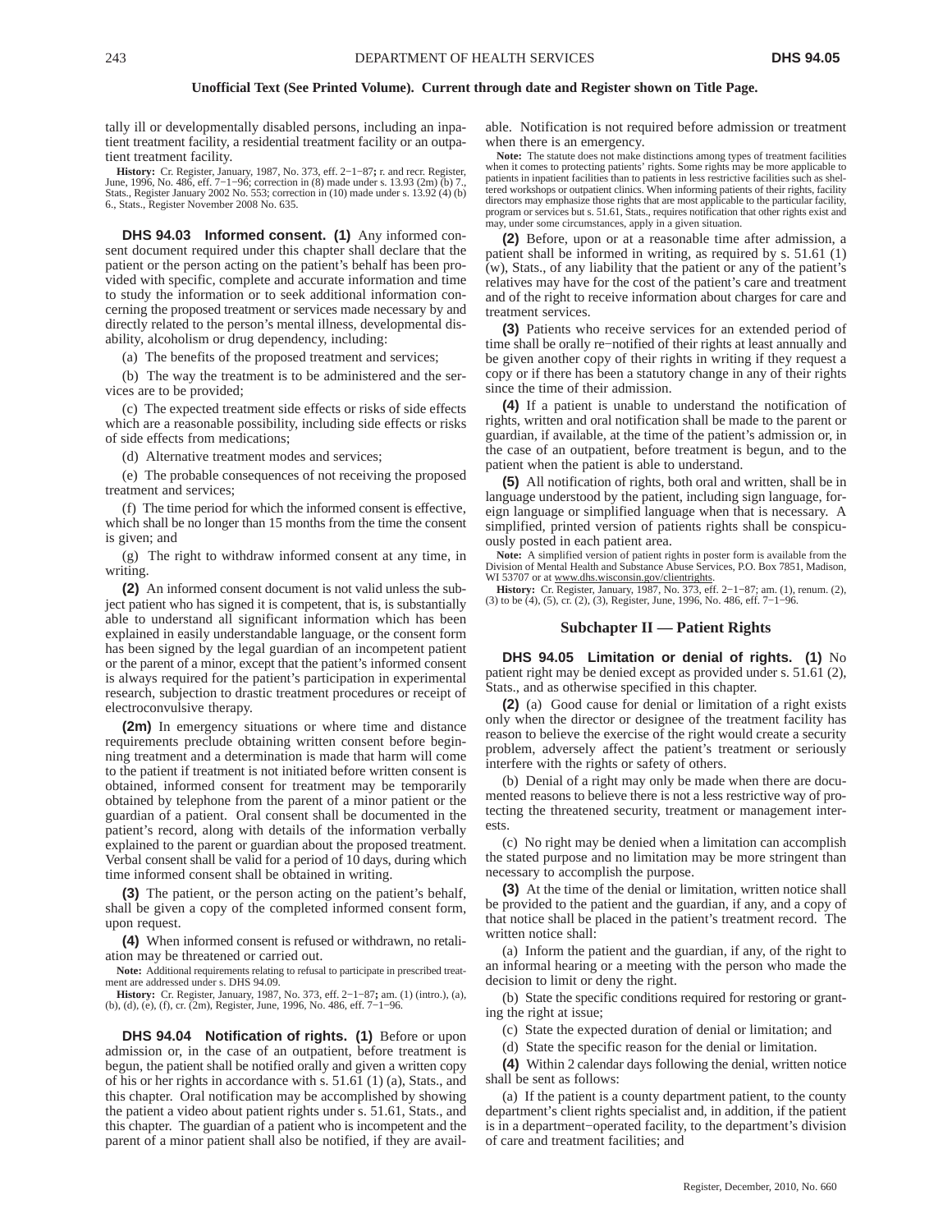tally ill or developmentally disabled persons, including an inpatient treatment facility, a residential treatment facility or an outpatient treatment facility.

**History:** Cr. Register, January, 1987, No. 373, eff. 2−1−87**;** r. and recr. Register, June, 1996, No. 486, eff. 7−1−96; correction in (8) made under s. 13.93 (2m) (b) 7., Stats., Register January 2002 No. 553; correction in (10) made under s. 13.92 (4) (b) 6., Stats., Register November 2008 No. 635.

**DHS 94.03 Informed consent. (1)** Any informed consent document required under this chapter shall declare that the patient or the person acting on the patient's behalf has been provided with specific, complete and accurate information and time to study the information or to seek additional information concerning the proposed treatment or services made necessary by and directly related to the person's mental illness, developmental disability, alcoholism or drug dependency, including:

(a) The benefits of the proposed treatment and services;

(b) The way the treatment is to be administered and the services are to be provided;

(c) The expected treatment side effects or risks of side effects which are a reasonable possibility, including side effects or risks of side effects from medications;

(d) Alternative treatment modes and services;

(e) The probable consequences of not receiving the proposed treatment and services;

(f) The time period for which the informed consent is effective, which shall be no longer than 15 months from the time the consent is given; and

(g) The right to withdraw informed consent at any time, in writing.

**(2)** An informed consent document is not valid unless the subject patient who has signed it is competent, that is, is substantially able to understand all significant information which has been explained in easily understandable language, or the consent form has been signed by the legal guardian of an incompetent patient or the parent of a minor, except that the patient's informed consent is always required for the patient's participation in experimental research, subjection to drastic treatment procedures or receipt of electroconvulsive therapy.

**(2m)** In emergency situations or where time and distance requirements preclude obtaining written consent before beginning treatment and a determination is made that harm will come to the patient if treatment is not initiated before written consent is obtained, informed consent for treatment may be temporarily obtained by telephone from the parent of a minor patient or the guardian of a patient. Oral consent shall be documented in the patient's record, along with details of the information verbally explained to the parent or guardian about the proposed treatment. Verbal consent shall be valid for a period of 10 days, during which time informed consent shall be obtained in writing.

**(3)** The patient, or the person acting on the patient's behalf, shall be given a copy of the completed informed consent form, upon request.

**(4)** When informed consent is refused or withdrawn, no retaliation may be threatened or carried out.

**Note:** Additional requirements relating to refusal to participate in prescribed treatment are addressed under s. DHS 94.09.

**History:** Cr. Register, January, 1987, No. 373, eff. 2−1−87**;** am. (1) (intro.), (a), (b), (d), (e), (f), cr. (2m), Register, June, 1996, No. 486, eff. 7−1−96.

**DHS 94.04 Notification of rights. (1)** Before or upon admission or, in the case of an outpatient, before treatment is begun, the patient shall be notified orally and given a written copy of his or her rights in accordance with s. 51.61 (1) (a), Stats., and this chapter. Oral notification may be accomplished by showing the patient a video about patient rights under s. 51.61, Stats., and this chapter. The guardian of a patient who is incompetent and the parent of a minor patient shall also be notified, if they are available. Notification is not required before admission or treatment when there is an emergency.

**Note:** The statute does not make distinctions among types of treatment facilities when it comes to protecting patients' rights. Some rights may be more applicable to patients in inpatient facilities than to patients in less restrictive facilities such as sheltered workshops or outpatient clinics. When informing patients of their rights, facility directors may emphasize those rights that are most applicable to the particular facility, program or services but s. 51.61, Stats., requires notification that other rights exist and may, under some circumstances, apply in a given situation.

**(2)** Before, upon or at a reasonable time after admission, a patient shall be informed in writing, as required by s. 51.61 (1) (w), Stats., of any liability that the patient or any of the patient's relatives may have for the cost of the patient's care and treatment and of the right to receive information about charges for care and treatment services.

**(3)** Patients who receive services for an extended period of time shall be orally re−notified of their rights at least annually and be given another copy of their rights in writing if they request a copy or if there has been a statutory change in any of their rights since the time of their admission.

**(4)** If a patient is unable to understand the notification of rights, written and oral notification shall be made to the parent or guardian, if available, at the time of the patient's admission or, in the case of an outpatient, before treatment is begun, and to the patient when the patient is able to understand.

**(5)** All notification of rights, both oral and written, shall be in language understood by the patient, including sign language, foreign language or simplified language when that is necessary. A simplified, printed version of patients rights shall be conspicuously posted in each patient area.

**Note:** A simplified version of patient rights in poster form is available from the Division of Mental Health and Substance Abuse Services, P.O. Box 7851, Madison, WI 53707 or at www.dhs.wisconsin.gov/clientrights.

**History:** Cr. Register, January, 1987, No. 373, eff. 2−1−87; am. (1), renum. (2), (3) to be (4), (5), cr. (2), (3), Register, June, 1996, No. 486, eff. 7−1−96.

## Subchapter II — Patient Rights

**DHS 94.05 Limitation or denial of rights. (1)** No patient right may be denied except as provided under s. 51.61 (2), Stats., and as otherwise specified in this chapter.

**(2)** (a) Good cause for denial or limitation of a right exists only when the director or designee of the treatment facility has reason to believe the exercise of the right would create a security problem, adversely affect the patient's treatment or seriously interfere with the rights or safety of others.

(b) Denial of a right may only be made when there are documented reasons to believe there is not a less restrictive way of protecting the threatened security, treatment or management interests.

(c) No right may be denied when a limitation can accomplish the stated purpose and no limitation may be more stringent than necessary to accomplish the purpose.

**(3)** At the time of the denial or limitation, written notice shall be provided to the patient and the guardian, if any, and a copy of that notice shall be placed in the patient's treatment record. The written notice shall:

(a) Inform the patient and the guardian, if any, of the right to an informal hearing or a meeting with the person who made the decision to limit or deny the right.

(b) State the specific conditions required for restoring or granting the right at issue;

(c) State the expected duration of denial or limitation; and

(d) State the specific reason for the denial or limitation.

**(4)** Within 2 calendar days following the denial, written notice shall be sent as follows:

(a) If the patient is a county department patient, to the county department's client rights specialist and, in addition, if the patient is in a department−operated facility, to the department's division of care and treatment facilities; and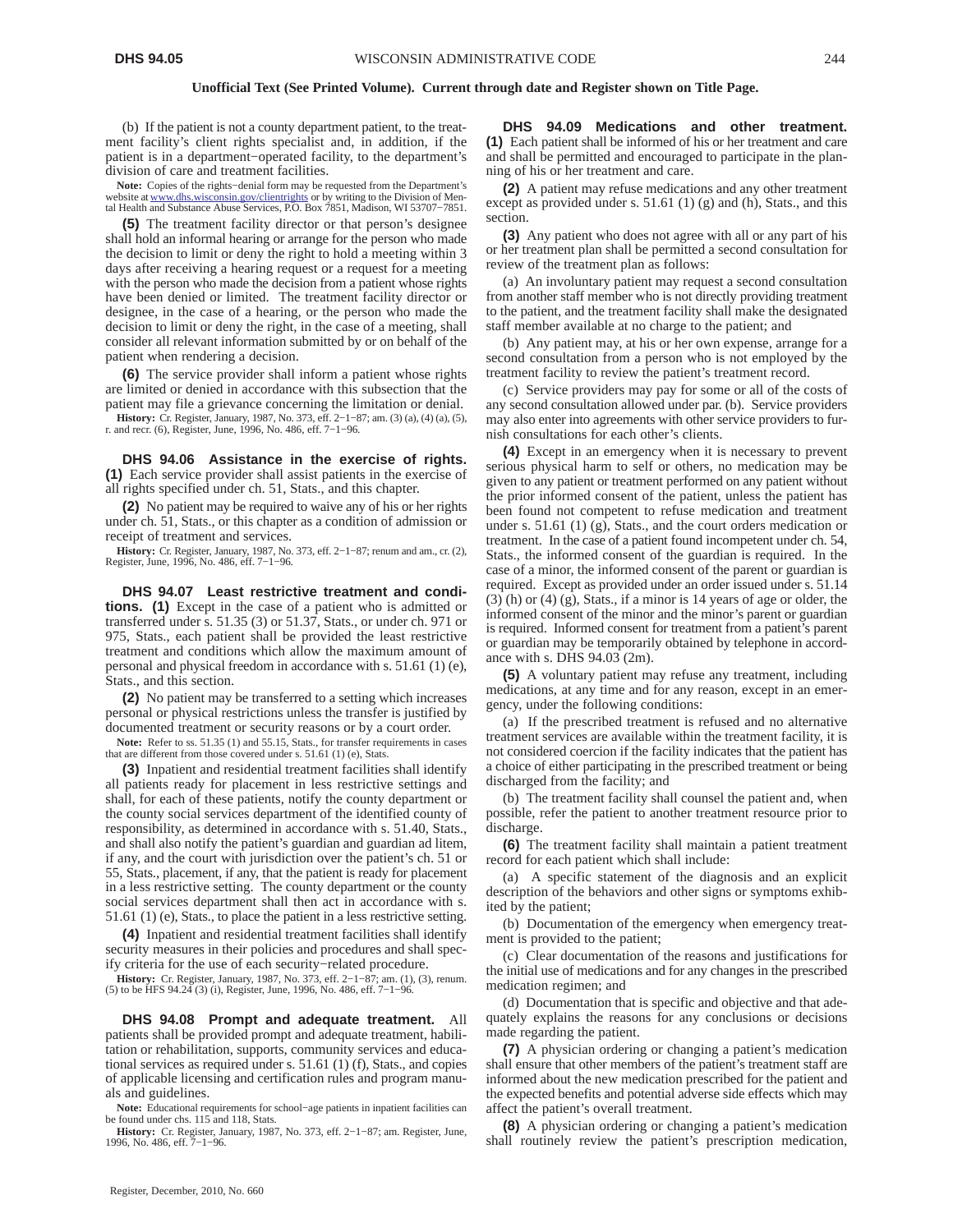(b) If the patient is not a county department patient, to the treatment facility's client rights specialist and, in addition, if the patient is in a department−operated facility, to the department's division of care and treatment facilities.

**Note:** Copies of the rights−denial form may be requested from the Department's website at www.dhs.wisconsin.gov/clientrights or by writing to the Division of Mental Health and Substance Abuse Services, P.O. Box 7851, Madison, WI 53707−7851.

**(5)** The treatment facility director or that person's designee shall hold an informal hearing or arrange for the person who made the decision to limit or deny the right to hold a meeting within 3 days after receiving a hearing request or a request for a meeting with the person who made the decision from a patient whose rights have been denied or limited. The treatment facility director or designee, in the case of a hearing, or the person who made the decision to limit or deny the right, in the case of a meeting, shall consider all relevant information submitted by or on behalf of the patient when rendering a decision.

**(6)** The service provider shall inform a patient whose rights are limited or denied in accordance with this subsection that the patient may file a grievance concerning the limitation or denial.

**History:** Cr. Register, January, 1987, No. 373, eff. 2−1−87; am. (3) (a), (4) (a), (5), r. and recr. (6), Register, June, 1996, No. 486, eff. 7−1−96.

**DHS 94.06 Assistance in the exercise of rights.** **(1)** Each service provider shall assist patients in the exercise of all rights specified under ch. 51, Stats., and this chapter.

**(2)** No patient may be required to waive any of his or her rights under ch. 51, Stats., or this chapter as a condition of admission or receipt of treatment and services.

**History:** Cr. Register, January, 1987, No. 373, eff. 2−1−87; renum and am., cr. (2), Register, June, 1996, No. 486, eff. 7−1−96.

**DHS 94.07 Least restrictive treatment and conditions.** **(1)** Except in the case of a patient who is admitted or transferred under s. 51.35 (3) or 51.37, Stats., or under ch. 971 or 975, Stats., each patient shall be provided the least restrictive treatment and conditions which allow the maximum amount of personal and physical freedom in accordance with s. 51.61 (1) (e), Stats., and this section.

**(2)** No patient may be transferred to a setting which increases personal or physical restrictions unless the transfer is justified by documented treatment or security reasons or by a court order.

**Note:** Refer to ss. 51.35 (1) and 55.15, Stats., for transfer requirements in cases that are different from those covered under s. 51.61 (1) (e), Stats.

**(3)** Inpatient and residential treatment facilities shall identify all patients ready for placement in less restrictive settings and shall, for each of these patients, notify the county department or the county social services department of the identified county of responsibility, as determined in accordance with s. 51.40, Stats., and shall also notify the patient's guardian and guardian ad litem, if any, and the court with jurisdiction over the patient's ch. 51 or 55, Stats., placement, if any, that the patient is ready for placement in a less restrictive setting. The county department or the county social services department shall then act in accordance with s. 51.61 (1) (e), Stats., to place the patient in a less restrictive setting.

**(4)** Inpatient and residential treatment facilities shall identify security measures in their policies and procedures and shall specify criteria for the use of each security−related procedure.

**History:** Cr. Register, January, 1987, No. 373, eff. 2−1−87; am. (1), (3), renum. (5) to be HFS 94.24 (3) (i), Register, June, 1996, No. 486, eff. 7−1−96.

**DHS 94.08 Prompt and adequate treatment.** All patients shall be provided prompt and adequate treatment, habilitation or rehabilitation, supports, community services and educational services as required under s. 51.61 (1) (f), Stats., and copies of applicable licensing and certification rules and program manuals and guidelines.

**Note:** Educational requirements for school−age patients in inpatient facilities can be found under chs. 115 and 118, Stats.

**History:** Cr. Register, January, 1987, No. 373, eff. 2−1−87; am. Register, June, 1996, No. 486, eff. 7−1−96.

**DHS 94.09 Medications and other treatment.** **(1)** Each patient shall be informed of his or her treatment and care and shall be permitted and encouraged to participate in the planning of his or her treatment and care.

**(2)** A patient may refuse medications and any other treatment except as provided under s. 51.61 (1) (g) and (h), Stats., and this section.

**(3)** Any patient who does not agree with all or any part of his or her treatment plan shall be permitted a second consultation for review of the treatment plan as follows:

(a) An involuntary patient may request a second consultation from another staff member who is not directly providing treatment to the patient, and the treatment facility shall make the designated staff member available at no charge to the patient; and

(b) Any patient may, at his or her own expense, arrange for a second consultation from a person who is not employed by the treatment facility to review the patient's treatment record.

(c) Service providers may pay for some or all of the costs of any second consultation allowed under par. (b). Service providers may also enter into agreements with other service providers to furnish consultations for each other's clients.

**(4)** Except in an emergency when it is necessary to prevent serious physical harm to self or others, no medication may be given to any patient or treatment performed on any patient without the prior informed consent of the patient, unless the patient has been found not competent to refuse medication and treatment under s. 51.61 (1) (g), Stats., and the court orders medication or treatment. In the case of a patient found incompetent under ch. 54, Stats., the informed consent of the guardian is required. In the case of a minor, the informed consent of the parent or guardian is required. Except as provided under an order issued under s. 51.14 (3) (h) or (4) (g), Stats., if a minor is 14 years of age or older, the informed consent of the minor and the minor's parent or guardian is required. Informed consent for treatment from a patient's parent or guardian may be temporarily obtained by telephone in accordance with s. DHS 94.03 (2m).

**(5)** A voluntary patient may refuse any treatment, including medications, at any time and for any reason, except in an emergency, under the following conditions:

(a) If the prescribed treatment is refused and no alternative treatment services are available within the treatment facility, it is not considered coercion if the facility indicates that the patient has a choice of either participating in the prescribed treatment or being discharged from the facility; and

(b) The treatment facility shall counsel the patient and, when possible, refer the patient to another treatment resource prior to discharge.

**(6)** The treatment facility shall maintain a patient treatment record for each patient which shall include:

(a) A specific statement of the diagnosis and an explicit description of the behaviors and other signs or symptoms exhibited by the patient;

(b) Documentation of the emergency when emergency treatment is provided to the patient;

(c) Clear documentation of the reasons and justifications for the initial use of medications and for any changes in the prescribed medication regimen; and

(d) Documentation that is specific and objective and that adequately explains the reasons for any conclusions or decisions made regarding the patient.

**(7)** A physician ordering or changing a patient's medication shall ensure that other members of the patient's treatment staff are informed about the new medication prescribed for the patient and the expected benefits and potential adverse side effects which may affect the patient's overall treatment.

**(8)** A physician ordering or changing a patient's medication shall routinely review the patient's prescription medication,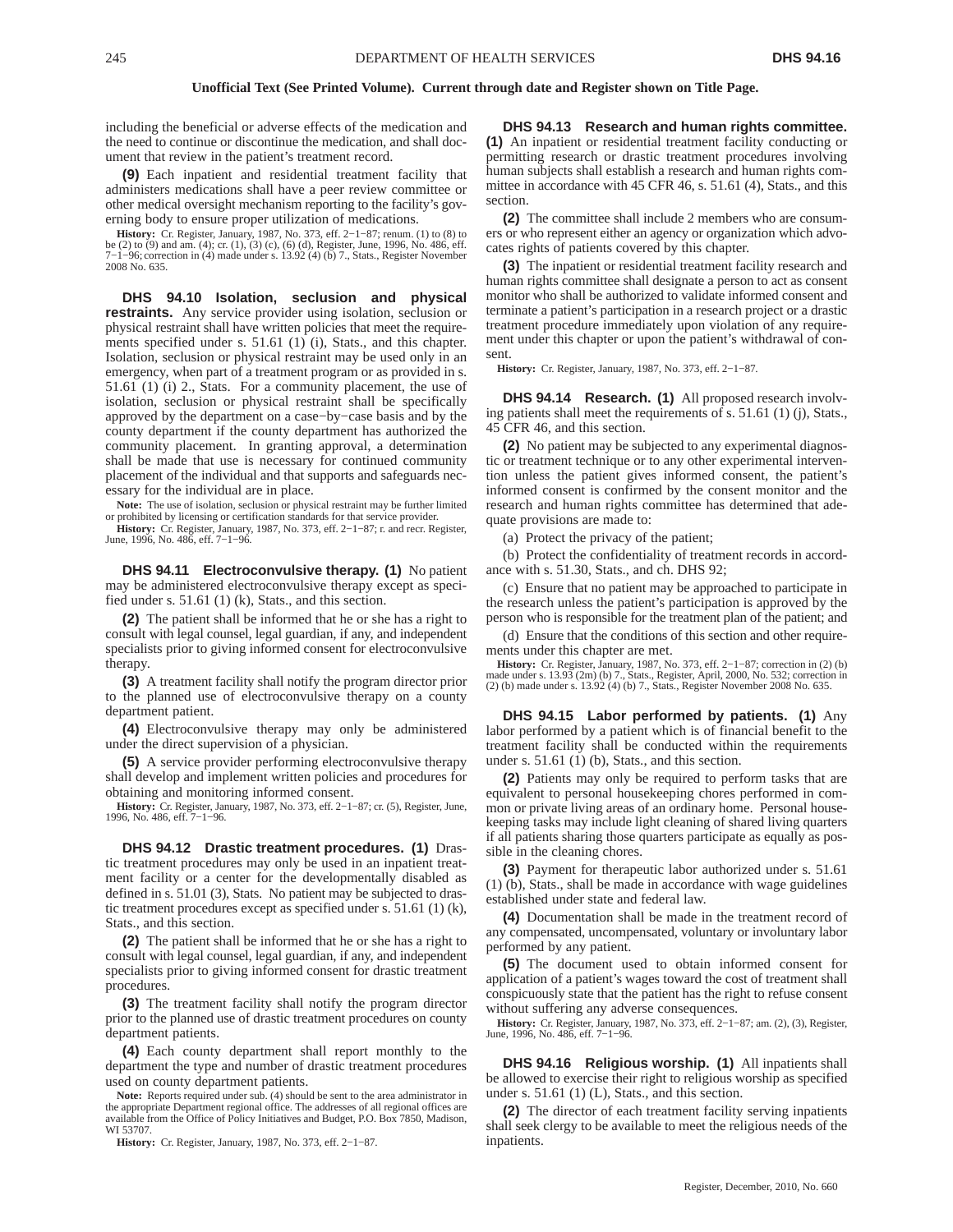**Unofficial Text (See Printed Volume). Current through date and Register shown on Title Page.**

including the beneficial or adverse effects of the medication and the need to continue or discontinue the medication, and shall document that review in the patient's treatment record.

**(9)** Each inpatient and residential treatment facility that administers medications shall have a peer review committee or other medical oversight mechanism reporting to the facility's governing body to ensure proper utilization of medications.

**History:** Cr. Register, January, 1987, No. 373, eff. 2−1−87; renum. (1) to (8) to be (2) to (9) and am. (4); cr. (1), (3) (c), (6) (d), Register, June, 1996, No. 486, eff. 7−1−96; correction in (4) made under s. 13.92 (4) (b) 7., Stats., Register November 2008 No. 635.

**DHS 94.10 Isolation, seclusion and physical restraints.** Any service provider using isolation, seclusion or physical restraint shall have written policies that meet the requirements specified under s. 51.61 (1) (i), Stats., and this chapter. Isolation, seclusion or physical restraint may be used only in an emergency, when part of a treatment program or as provided in s. 51.61 (1) (i) 2., Stats. For a community placement, the use of isolation, seclusion or physical restraint shall be specifically approved by the department on a case−by−case basis and by the county department if the county department has authorized the community placement. In granting approval, a determination shall be made that use is necessary for continued community placement of the individual and that supports and safeguards necessary for the individual are in place.

**Note:** The use of isolation, seclusion or physical restraint may be further limited or prohibited by licensing or certification standards for that service provider.

**History:** Cr. Register, January, 1987, No. 373, eff. 2−1−87; r. and recr. Register, June, 1996, No. 486, eff. 7−1−96.

**DHS 94.11 Electroconvulsive therapy. (1)** No patient may be administered electroconvulsive therapy except as specified under s. 51.61 (1) (k), Stats., and this section.

**(2)** The patient shall be informed that he or she has a right to consult with legal counsel, legal guardian, if any, and independent specialists prior to giving informed consent for electroconvulsive therapy.

**(3)** A treatment facility shall notify the program director prior to the planned use of electroconvulsive therapy on a county department patient.

**(4)** Electroconvulsive therapy may only be administered under the direct supervision of a physician.

**(5)** A service provider performing electroconvulsive therapy shall develop and implement written policies and procedures for obtaining and monitoring informed consent.

**History:** Cr. Register, January, 1987, No. 373, eff. 2−1−87; cr. (5), Register, June, 1996, No. 486, eff. 7−1−96.

**DHS 94.12 Drastic treatment procedures. (1)** Drastic treatment procedures may only be used in an inpatient treatment facility or a center for the developmentally disabled as defined in s. 51.01 (3), Stats. No patient may be subjected to drastic treatment procedures except as specified under s. 51.61 (1) (k), Stats., and this section.

**(2)** The patient shall be informed that he or she has a right to consult with legal counsel, legal guardian, if any, and independent specialists prior to giving informed consent for drastic treatment procedures.

**(3)** The treatment facility shall notify the program director prior to the planned use of drastic treatment procedures on county department patients.

**(4)** Each county department shall report monthly to the department the type and number of drastic treatment procedures used on county department patients.

**Note:** Reports required under sub. (4) should be sent to the area administrator in the appropriate Department regional office. The addresses of all regional offices are available from the Office of Policy Initiatives and Budget, P.O. Box 7850, Madison, WI 53707.

**History:** Cr. Register, January, 1987, No. 373, eff. 2−1−87.

**DHS 94.13 Research and human rights committee. (1)** An inpatient or residential treatment facility conducting or permitting research or drastic treatment procedures involving human subjects shall establish a research and human rights committee in accordance with 45 CFR 46, s. 51.61 (4), Stats., and this section.

**(2)** The committee shall include 2 members who are consumers or who represent either an agency or organization which advocates rights of patients covered by this chapter.

**(3)** The inpatient or residential treatment facility research and human rights committee shall designate a person to act as consent monitor who shall be authorized to validate informed consent and terminate a patient's participation in a research project or a drastic treatment procedure immediately upon violation of any requirement under this chapter or upon the patient's withdrawal of consent.

**History:** Cr. Register, January, 1987, No. 373, eff. 2−1−87.

**DHS 94.14 Research. (1)** All proposed research involving patients shall meet the requirements of s. 51.61 (1) (j), Stats., 45 CFR 46, and this section.

**(2)** No patient may be subjected to any experimental diagnostic or treatment technique or to any other experimental intervention unless the patient gives informed consent, the patient's informed consent is confirmed by the consent monitor and the research and human rights committee has determined that adequate provisions are made to:

(a) Protect the privacy of the patient;

(b) Protect the confidentiality of treatment records in accordance with s. 51.30, Stats., and ch. DHS 92;

(c) Ensure that no patient may be approached to participate in the research unless the patient's participation is approved by the person who is responsible for the treatment plan of the patient; and

(d) Ensure that the conditions of this section and other requirements under this chapter are met.

**History:** Cr. Register, January, 1987, No. 373, eff. 2−1−87; correction in (2) (b) made under s. 13.93 (2m) (b) 7., Stats., Register, April, 2000, No. 532; correction in (2) (b) made under s. 13.92 (4) (b) 7., Stats., Register November 2008 No. 635.

**DHS 94.15 Labor performed by patients. (1)** Any labor performed by a patient which is of financial benefit to the treatment facility shall be conducted within the requirements under s. 51.61 (1) (b), Stats., and this section.

**(2)** Patients may only be required to perform tasks that are equivalent to personal housekeeping chores performed in common or private living areas of an ordinary home. Personal housekeeping tasks may include light cleaning of shared living quarters if all patients sharing those quarters participate as equally as possible in the cleaning chores.

**(3)** Payment for therapeutic labor authorized under s. 51.61 (1) (b), Stats., shall be made in accordance with wage guidelines established under state and federal law.

**(4)** Documentation shall be made in the treatment record of any compensated, uncompensated, voluntary or involuntary labor performed by any patient.

**(5)** The document used to obtain informed consent for application of a patient's wages toward the cost of treatment shall conspicuously state that the patient has the right to refuse consent without suffering any adverse consequences.

**History:** Cr. Register, January, 1987, No. 373, eff. 2−1−87; am. (2), (3), Register, June, 1996, No. 486, eff. 7−1−96.

**DHS 94.16 Religious worship. (1)** All inpatients shall be allowed to exercise their right to religious worship as specified under s. 51.61 (1) (L), Stats., and this section.

**(2)** The director of each treatment facility serving inpatients shall seek clergy to be available to meet the religious needs of the inpatients.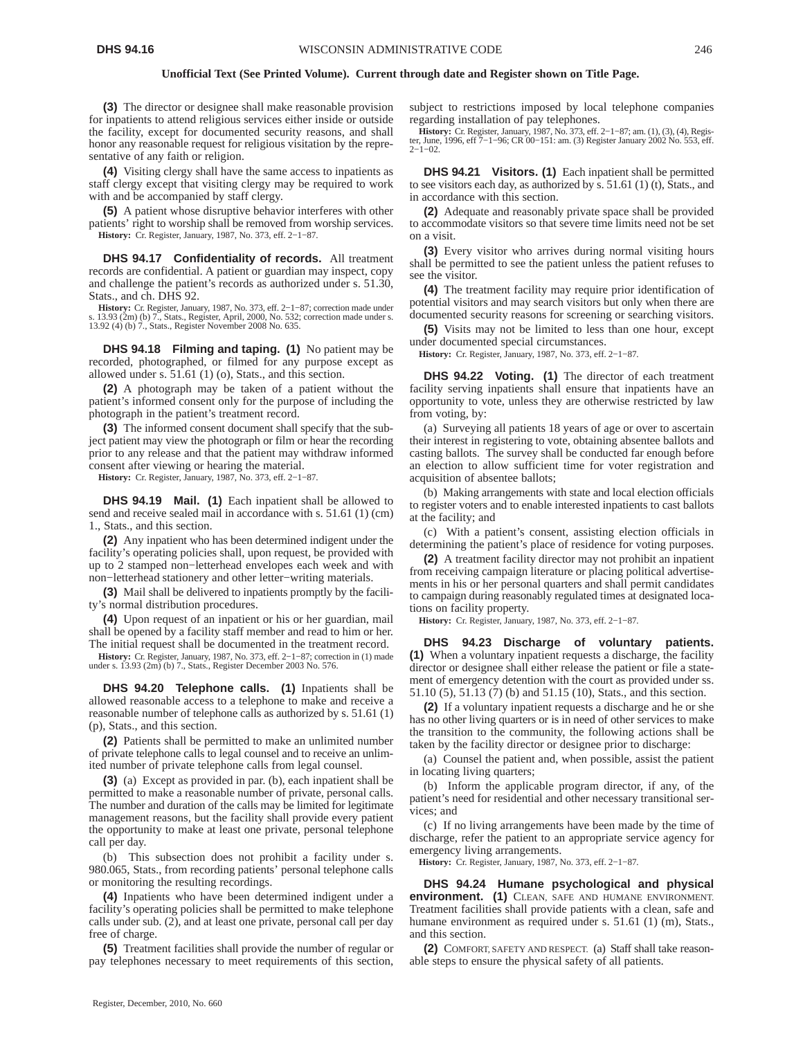**(3)** The director or designee shall make reasonable provision for inpatients to attend religious services either inside or outside the facility, except for documented security reasons, and shall honor any reasonable request for religious visitation by the representative of any faith or religion.

**(4)** Visiting clergy shall have the same access to inpatients as staff clergy except that visiting clergy may be required to work with and be accompanied by staff clergy.

**(5)** A patient whose disruptive behavior interferes with other patients' right to worship shall be removed from worship services.

**History:** Cr. Register, January, 1987, No. 373, eff. 2−1−87.

**DHS 94.17 Confidentiality of records.** All treatment records are confidential. A patient or guardian may inspect, copy and challenge the patient's records as authorized under s. 51.30, Stats., and ch. DHS 92.

**History:** Cr. Register, January, 1987, No. 373, eff. 2−1−87; correction made under s. 13.93 (2m) (b) 7., Stats., Register, April, 2000, No. 532; correction made under s. 13.92 (4) (b) 7., Stats., Register November 2008 No. 635.

**DHS 94.18 Filming and taping. (1)** No patient may be recorded, photographed, or filmed for any purpose except as allowed under s. 51.61 (1) (o), Stats., and this section.

**(2)** A photograph may be taken of a patient without the patient's informed consent only for the purpose of including the photograph in the patient's treatment record.

**(3)** The informed consent document shall specify that the subject patient may view the photograph or film or hear the recording prior to any release and that the patient may withdraw informed consent after viewing or hearing the material.

**History:** Cr. Register, January, 1987, No. 373, eff. 2−1−87.

**DHS 94.19 Mail. (1)** Each inpatient shall be allowed to send and receive sealed mail in accordance with s. 51.61 (1) (cm) 1., Stats., and this section.

**(2)** Any inpatient who has been determined indigent under the facility's operating policies shall, upon request, be provided with up to 2 stamped non−letterhead envelopes each week and with non−letterhead stationery and other letter−writing materials.

**(3)** Mail shall be delivered to inpatients promptly by the facility's normal distribution procedures.

**(4)** Upon request of an inpatient or his or her guardian, mail shall be opened by a facility staff member and read to him or her. The initial request shall be documented in the treatment record.

**History:** Cr. Register, January, 1987, No. 373, eff. 2−1−87; correction in (1) made under s. 13.93 (2m) (b) 7., Stats., Register December 2003 No. 576.

**DHS 94.20 Telephone calls. (1)** Inpatients shall be allowed reasonable access to a telephone to make and receive a reasonable number of telephone calls as authorized by s. 51.61 (1) (p), Stats., and this section.

**(2)** Patients shall be permitted to make an unlimited number of private telephone calls to legal counsel and to receive an unlimited number of private telephone calls from legal counsel.

**(3)** (a) Except as provided in par. (b), each inpatient shall be permitted to make a reasonable number of private, personal calls. The number and duration of the calls may be limited for legitimate management reasons, but the facility shall provide every patient the opportunity to make at least one private, personal telephone call per day.

(b) This subsection does not prohibit a facility under s. 980.065, Stats., from recording patients' personal telephone calls or monitoring the resulting recordings.

**(4)** Inpatients who have been determined indigent under a facility's operating policies shall be permitted to make telephone calls under sub. (2), and at least one private, personal call per day free of charge.

**(5)** Treatment facilities shall provide the number of regular or pay telephones necessary to meet requirements of this section, subject to restrictions imposed by local telephone companies regarding installation of pay telephones.

**History:** Cr. Register, January, 1987, No. 373, eff. 2−1−87; am. (1), (3), (4), Register, June, 1996, eff 7−1−96; CR 00−151: am. (3) Register January 2002 No. 553, eff. 2−1−02.

**DHS 94.21 Visitors. (1)** Each inpatient shall be permitted to see visitors each day, as authorized by s. 51.61 (1) (t), Stats., and in accordance with this section.

**(2)** Adequate and reasonably private space shall be provided to accommodate visitors so that severe time limits need not be set on a visit.

**(3)** Every visitor who arrives during normal visiting hours shall be permitted to see the patient unless the patient refuses to see the visitor.

**(4)** The treatment facility may require prior identification of potential visitors and may search visitors but only when there are documented security reasons for screening or searching visitors.

**(5)** Visits may not be limited to less than one hour, except under documented special circumstances.

**History:** Cr. Register, January, 1987, No. 373, eff. 2−1−87.

**DHS 94.22 Voting. (1)** The director of each treatment facility serving inpatients shall ensure that inpatients have an opportunity to vote, unless they are otherwise restricted by law from voting, by:

(a) Surveying all patients 18 years of age or over to ascertain their interest in registering to vote, obtaining absentee ballots and casting ballots. The survey shall be conducted far enough before an election to allow sufficient time for voter registration and acquisition of absentee ballots;

(b) Making arrangements with state and local election officials to register voters and to enable interested inpatients to cast ballots at the facility; and

(c) With a patient's consent, assisting election officials in determining the patient's place of residence for voting purposes.

**(2)** A treatment facility director may not prohibit an inpatient from receiving campaign literature or placing political advertisements in his or her personal quarters and shall permit candidates to campaign during reasonably regulated times at designated locations on facility property.

**History:** Cr. Register, January, 1987, No. 373, eff. 2−1−87.

**DHS 94.23 Discharge of voluntary patients. (1)** When a voluntary inpatient requests a discharge, the facility director or designee shall either release the patient or file a statement of emergency detention with the court as provided under ss. 51.10 (5), 51.13 (7) (b) and 51.15 (10), Stats., and this section.

**(2)** If a voluntary inpatient requests a discharge and he or she has no other living quarters or is in need of other services to make the transition to the community, the following actions shall be taken by the facility director or designee prior to discharge:

(a) Counsel the patient and, when possible, assist the patient in locating living quarters;

(b) Inform the applicable program director, if any, of the patient's need for residential and other necessary transitional services; and

(c) If no living arrangements have been made by the time of discharge, refer the patient to an appropriate service agency for emergency living arrangements.

**History:** Cr. Register, January, 1987, No. 373, eff. 2−1−87.

**DHS 94.24 Humane psychological and physical environment. (1)** CLEAN, SAFE AND HUMANE ENVIRONMENT. Treatment facilities shall provide patients with a clean, safe and humane environment as required under s. 51.61 (1) (m), Stats., and this section.

**(2)** COMFORT, SAFETY AND RESPECT. (a) Staff shall take reasonable steps to ensure the physical safety of all patients.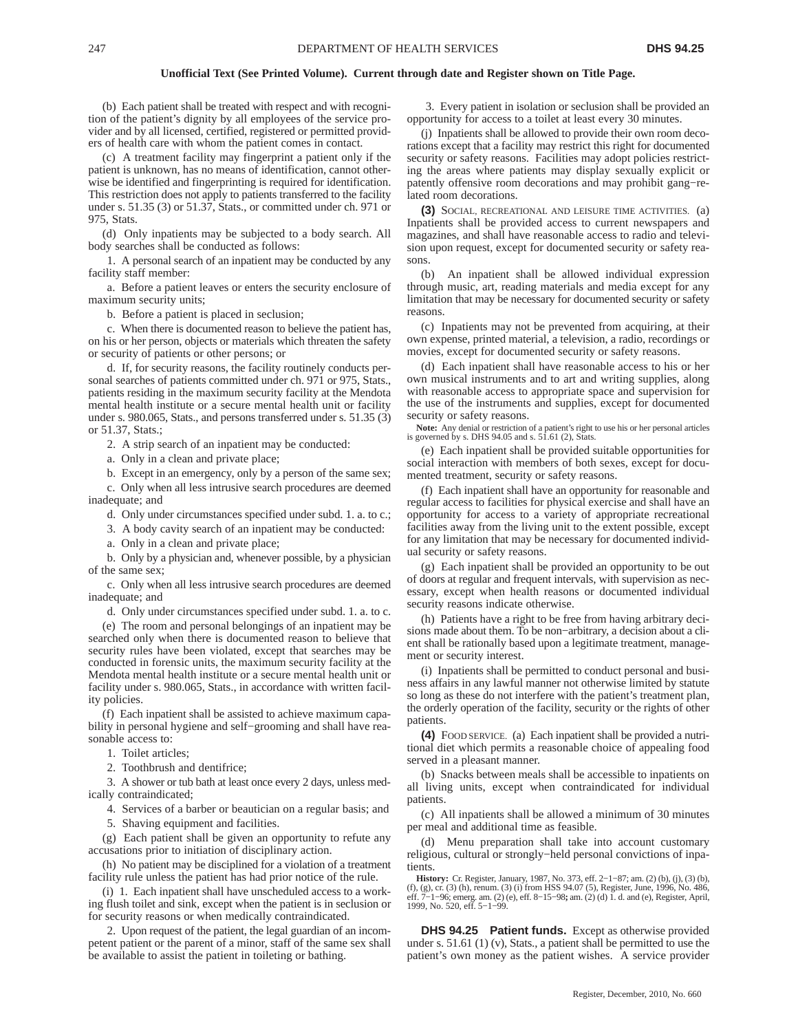(b) Each patient shall be treated with respect and with recognition of the patient's dignity by all employees of the service provider and by all licensed, certified, registered or permitted providers of health care with whom the patient comes in contact.

(c) A treatment facility may fingerprint a patient only if the patient is unknown, has no means of identification, cannot otherwise be identified and fingerprinting is required for identification. This restriction does not apply to patients transferred to the facility under s. 51.35 (3) or 51.37, Stats., or committed under ch. 971 or 975, Stats.

(d) Only inpatients may be subjected to a body search. All body searches shall be conducted as follows:

1. A personal search of an inpatient may be conducted by any facility staff member:

a. Before a patient leaves or enters the security enclosure of maximum security units;

b. Before a patient is placed in seclusion;

c. When there is documented reason to believe the patient has, on his or her person, objects or materials which threaten the safety or security of patients or other persons; or

d. If, for security reasons, the facility routinely conducts personal searches of patients committed under ch. 971 or 975, Stats., patients residing in the maximum security facility at the Mendota mental health institute or a secure mental health unit or facility under s. 980.065, Stats., and persons transferred under s. 51.35 (3) or 51.37, Stats.;

2. A strip search of an inpatient may be conducted:

a. Only in a clean and private place;

b. Except in an emergency, only by a person of the same sex;

c. Only when all less intrusive search procedures are deemed inadequate; and

d. Only under circumstances specified under subd. 1. a. to c.;

3. A body cavity search of an inpatient may be conducted:

a. Only in a clean and private place;

b. Only by a physician and, whenever possible, by a physician of the same sex;

c. Only when all less intrusive search procedures are deemed inadequate; and

d. Only under circumstances specified under subd. 1. a. to c.

(e) The room and personal belongings of an inpatient may be searched only when there is documented reason to believe that security rules have been violated, except that searches may be conducted in forensic units, the maximum security facility at the Mendota mental health institute or a secure mental health unit or facility under s. 980.065, Stats., in accordance with written facility policies.

(f) Each inpatient shall be assisted to achieve maximum capability in personal hygiene and self−grooming and shall have reasonable access to:

1. Toilet articles;

2. Toothbrush and dentifrice;

3. A shower or tub bath at least once every 2 days, unless medically contraindicated;

4. Services of a barber or beautician on a regular basis; and

5. Shaving equipment and facilities.

(g) Each patient shall be given an opportunity to refute any accusations prior to initiation of disciplinary action.

(h) No patient may be disciplined for a violation of a treatment facility rule unless the patient has had prior notice of the rule.

(i) 1. Each inpatient shall have unscheduled access to a working flush toilet and sink, except when the patient is in seclusion or for security reasons or when medically contraindicated.

2. Upon request of the patient, the legal guardian of an incompetent patient or the parent of a minor, staff of the same sex shall be available to assist the patient in toileting or bathing.

3. Every patient in isolation or seclusion shall be provided an opportunity for access to a toilet at least every 30 minutes.

(j) Inpatients shall be allowed to provide their own room decorations except that a facility may restrict this right for documented security or safety reasons. Facilities may adopt policies restricting the areas where patients may display sexually explicit or patently offensive room decorations and may prohibit gang−related room decorations.

**(3)** SOCIAL, RECREATIONAL AND LEISURE TIME ACTIVITIES. (a) Inpatients shall be provided access to current newspapers and magazines, and shall have reasonable access to radio and television upon request, except for documented security or safety reasons.

(b) An inpatient shall be allowed individual expression through music, art, reading materials and media except for any limitation that may be necessary for documented security or safety reasons.

(c) Inpatients may not be prevented from acquiring, at their own expense, printed material, a television, a radio, recordings or movies, except for documented security or safety reasons.

(d) Each inpatient shall have reasonable access to his or her own musical instruments and to art and writing supplies, along with reasonable access to appropriate space and supervision for the use of the instruments and supplies, except for documented security or safety reasons.

**Note:** Any denial or restriction of a patient's right to use his or her personal articles is governed by s. DHS 94.05 and s. 51.61 (2), Stats.

(e) Each inpatient shall be provided suitable opportunities for social interaction with members of both sexes, except for documented treatment, security or safety reasons.

(f) Each inpatient shall have an opportunity for reasonable and regular access to facilities for physical exercise and shall have an opportunity for access to a variety of appropriate recreational facilities away from the living unit to the extent possible, except for any limitation that may be necessary for documented individual security or safety reasons.

(g) Each inpatient shall be provided an opportunity to be out of doors at regular and frequent intervals, with supervision as necessary, except when health reasons or documented individual security reasons indicate otherwise.

(h) Patients have a right to be free from having arbitrary decisions made about them. To be non−arbitrary, a decision about a client shall be rationally based upon a legitimate treatment, management or security interest.

(i) Inpatients shall be permitted to conduct personal and business affairs in any lawful manner not otherwise limited by statute so long as these do not interfere with the patient's treatment plan, the orderly operation of the facility, security or the rights of other patients.

**(4)** FOOD SERVICE. (a) Each inpatient shall be provided a nutritional diet which permits a reasonable choice of appealing food served in a pleasant manner.

(b) Snacks between meals shall be accessible to inpatients on all living units, except when contraindicated for individual patients.

(c) All inpatients shall be allowed a minimum of 30 minutes per meal and additional time as feasible.

(d) Menu preparation shall take into account customary religious, cultural or strongly−held personal convictions of inpatients.

**History:** Cr. Register, January, 1987, No. 373, eff. 2−1−87; am. (2) (b), (j), (3) (b), (f), (g), cr. (3) (h), renum. (3) (i) from HSS 94.07 (5), Register, June, 1996, No. 486, eff. 7−1−96; emerg. am. (2) (e), eff. 8−15−98; am. (2) (d) 1. d. and (e), Register, April, 1999, No. 520, eff. 5−1−99.

**DHS 94.25 Patient funds.** Except as otherwise provided under s. 51.61 (1) (v), Stats., a patient shall be permitted to use the patient's own money as the patient wishes. A service provider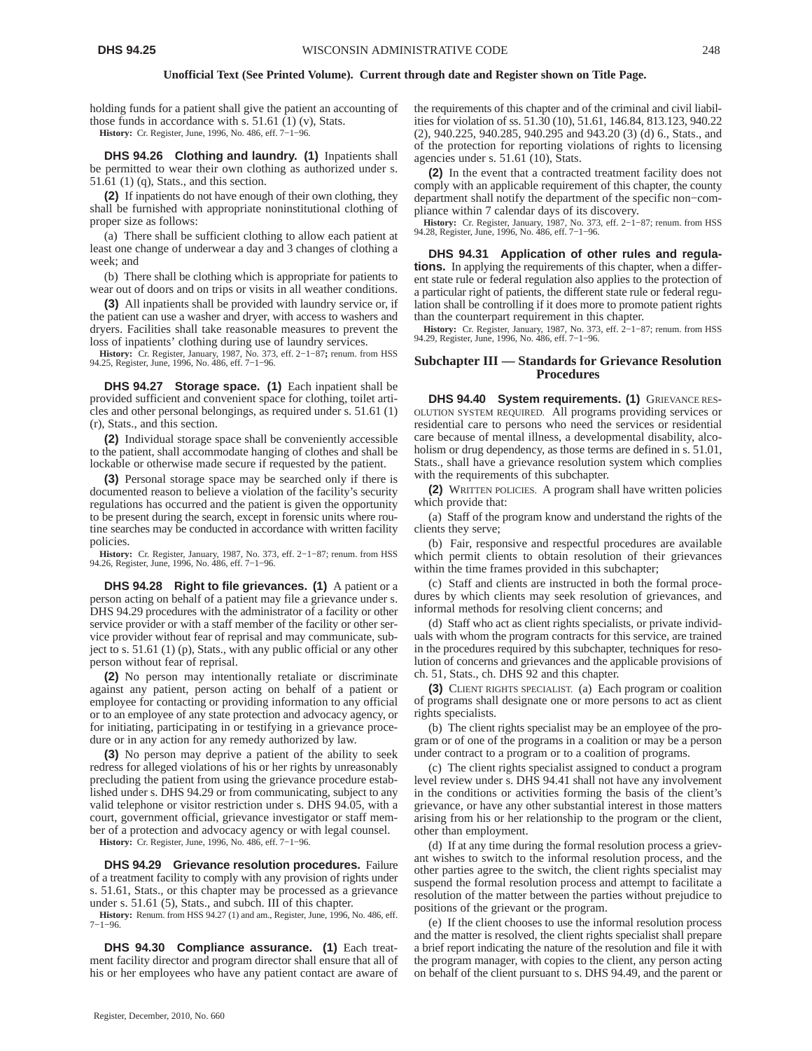**Unofficial Text (See Printed Volume). Current through date and Register shown on Title Page.**

holding funds for a patient shall give the patient an accounting of those funds in accordance with s. 51.61 (1) (v), Stats.

**History:** Cr. Register, June, 1996, No. 486, eff. 7−1−96.

**DHS 94.26 Clothing and laundry. (1)** Inpatients shall be permitted to wear their own clothing as authorized under s. 51.61 (1) (q), Stats., and this section.

**(2)** If inpatients do not have enough of their own clothing, they shall be furnished with appropriate noninstitutional clothing of proper size as follows:

(a) There shall be sufficient clothing to allow each patient at least one change of underwear a day and 3 changes of clothing a week; and

(b) There shall be clothing which is appropriate for patients to wear out of doors and on trips or visits in all weather conditions.

**(3)** All inpatients shall be provided with laundry service or, if the patient can use a washer and dryer, with access to washers and dryers. Facilities shall take reasonable measures to prevent the loss of inpatients' clothing during use of laundry services.

**History:** Cr. Register, January, 1987, No. 373, eff. 2−1−87**;** renum. from HSS 94.25, Register, June, 1996, No. 486, eff. 7−1−96.

**DHS 94.27 Storage space. (1)** Each inpatient shall be provided sufficient and convenient space for clothing, toilet articles and other personal belongings, as required under s. 51.61 (1) (r), Stats., and this section.

**(2)** Individual storage space shall be conveniently accessible to the patient, shall accommodate hanging of clothes and shall be lockable or otherwise made secure if requested by the patient.

**(3)** Personal storage space may be searched only if there is documented reason to believe a violation of the facility's security regulations has occurred and the patient is given the opportunity to be present during the search, except in forensic units where routine searches may be conducted in accordance with written facility policies.

**History:** Cr. Register, January, 1987, No. 373, eff. 2−1−87; renum. from HSS 94.26, Register, June, 1996, No. 486, eff. 7−1−96.

**DHS 94.28 Right to file grievances. (1)** A patient or a person acting on behalf of a patient may file a grievance under s. DHS 94.29 procedures with the administrator of a facility or other service provider or with a staff member of the facility or other service provider without fear of reprisal and may communicate, subject to s. 51.61 (1) (p), Stats., with any public official or any other person without fear of reprisal.

**(2)** No person may intentionally retaliate or discriminate against any patient, person acting on behalf of a patient or employee for contacting or providing information to any official or to an employee of any state protection and advocacy agency, or for initiating, participating in or testifying in a grievance procedure or in any action for any remedy authorized by law.

**(3)** No person may deprive a patient of the ability to seek redress for alleged violations of his or her rights by unreasonably precluding the patient from using the grievance procedure established under s. DHS 94.29 or from communicating, subject to any valid telephone or visitor restriction under s. DHS 94.05, with a court, government official, grievance investigator or staff member of a protection and advocacy agency or with legal counsel.

**History:** Cr. Register, June, 1996, No. 486, eff. 7−1−96.

**DHS 94.29 Grievance resolution procedures.** Failure of a treatment facility to comply with any provision of rights under s. 51.61, Stats., or this chapter may be processed as a grievance under s. 51.61 (5), Stats., and subch. III of this chapter.

**History:** Renum. from HSS 94.27 (1) and am., Register, June, 1996, No. 486, eff. 7−1−96.

**DHS 94.30 Compliance assurance. (1)** Each treatment facility director and program director shall ensure that all of his or her employees who have any patient contact are aware of the requirements of this chapter and of the criminal and civil liabilities for violation of ss. 51.30 (10), 51.61, 146.84, 813.123, 940.22 (2), 940.225, 940.285, 940.295 and 943.20 (3) (d) 6., Stats., and of the protection for reporting violations of rights to licensing agencies under s. 51.61 (10), Stats.

**(2)** In the event that a contracted treatment facility does not comply with an applicable requirement of this chapter, the county department shall notify the department of the specific non−compliance within 7 calendar days of its discovery.

**History:** Cr. Register, January, 1987, No. 373, eff. 2−1−87; renum. from HSS 94.28, Register, June, 1996, No. 486, eff. 7−1−96.

**DHS 94.31 Application of other rules and regulations.** In applying the requirements of this chapter, when a different state rule or federal regulation also applies to the protection of a particular right of patients, the different state rule or federal regulation shall be controlling if it does more to promote patient rights than the counterpart requirement in this chapter.

**History:** Cr. Register, January, 1987, No. 373, eff. 2−1−87; renum. from HSS 94.29, Register, June, 1996, No. 486, eff. 7−1−96.

## Subchapter III — Standards for Grievance Resolution Procedures

**DHS 94.40 System requirements. (1)** GRIEVANCE RESOLUTION SYSTEM REQUIRED. All programs providing services or residential care to persons who need the services or residential care because of mental illness, a developmental disability, alcoholism or drug dependency, as those terms are defined in s. 51.01, Stats., shall have a grievance resolution system which complies with the requirements of this subchapter.

**(2)** WRITTEN POLICIES. A program shall have written policies which provide that:

(a) Staff of the program know and understand the rights of the clients they serve;

(b) Fair, responsive and respectful procedures are available which permit clients to obtain resolution of their grievances within the time frames provided in this subchapter;

(c) Staff and clients are instructed in both the formal procedures by which clients may seek resolution of grievances, and informal methods for resolving client concerns; and

(d) Staff who act as client rights specialists, or private individuals with whom the program contracts for this service, are trained in the procedures required by this subchapter, techniques for resolution of concerns and grievances and the applicable provisions of ch. 51, Stats., ch. DHS 92 and this chapter.

**(3)** CLIENT RIGHTS SPECIALIST. (a) Each program or coalition of programs shall designate one or more persons to act as client rights specialists.

(b) The client rights specialist may be an employee of the program or of one of the programs in a coalition or may be a person under contract to a program or to a coalition of programs.

(c) The client rights specialist assigned to conduct a program level review under s. DHS 94.41 shall not have any involvement in the conditions or activities forming the basis of the client's grievance, or have any other substantial interest in those matters arising from his or her relationship to the program or the client, other than employment.

(d) If at any time during the formal resolution process a grievant wishes to switch to the informal resolution process, and the other parties agree to the switch, the client rights specialist may suspend the formal resolution process and attempt to facilitate a resolution of the matter between the parties without prejudice to positions of the grievant or the program.

(e) If the client chooses to use the informal resolution process and the matter is resolved, the client rights specialist shall prepare a brief report indicating the nature of the resolution and file it with the program manager, with copies to the client, any person acting on behalf of the client pursuant to s. DHS 94.49, and the parent or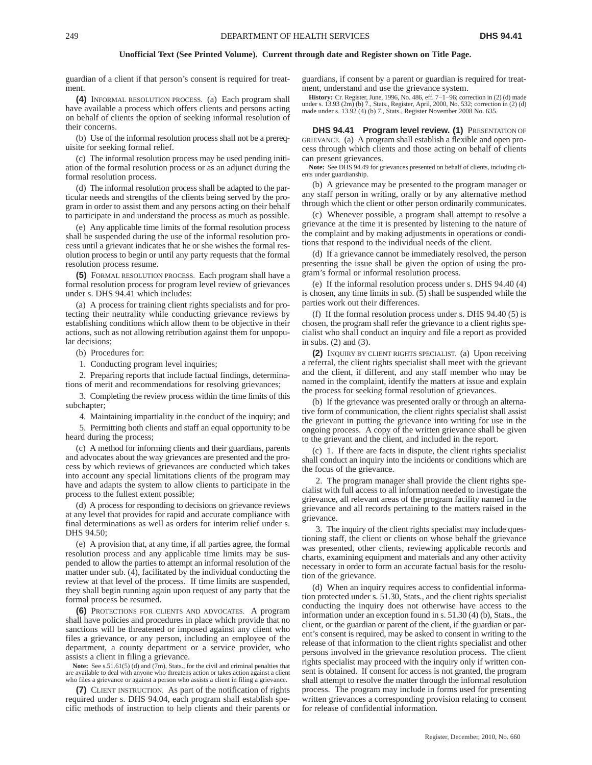guardian of a client if that person's consent is required for treatment.

**(4)** INFORMAL RESOLUTION PROCESS. (a) Each program shall have available a process which offers clients and persons acting on behalf of clients the option of seeking informal resolution of their concerns.

(b) Use of the informal resolution process shall not be a prerequisite for seeking formal relief.

(c) The informal resolution process may be used pending initiation of the formal resolution process or as an adjunct during the formal resolution process.

(d) The informal resolution process shall be adapted to the particular needs and strengths of the clients being served by the program in order to assist them and any persons acting on their behalf to participate in and understand the process as much as possible.

(e) Any applicable time limits of the formal resolution process shall be suspended during the use of the informal resolution process until a grievant indicates that he or she wishes the formal resolution process to begin or until any party requests that the formal resolution process resume.

**(5)** FORMAL RESOLUTION PROCESS. Each program shall have a formal resolution process for program level review of grievances under s. DHS 94.41 which includes:

(a) A process for training client rights specialists and for protecting their neutrality while conducting grievance reviews by establishing conditions which allow them to be objective in their actions, such as not allowing retribution against them for unpopular decisions;

(b) Procedures for:

1. Conducting program level inquiries;

2. Preparing reports that include factual findings, determinations of merit and recommendations for resolving grievances;

3. Completing the review process within the time limits of this subchapter;

4. Maintaining impartiality in the conduct of the inquiry; and

5. Permitting both clients and staff an equal opportunity to be heard during the process;

(c) A method for informing clients and their guardians, parents and advocates about the way grievances are presented and the process by which reviews of grievances are conducted which takes into account any special limitations clients of the program may have and adapts the system to allow clients to participate in the process to the fullest extent possible;

(d) A process for responding to decisions on grievance reviews at any level that provides for rapid and accurate compliance with final determinations as well as orders for interim relief under s. DHS 94.50;

(e) A provision that, at any time, if all parties agree, the formal resolution process and any applicable time limits may be suspended to allow the parties to attempt an informal resolution of the matter under sub. (4), facilitated by the individual conducting the review at that level of the process. If time limits are suspended, they shall begin running again upon request of any party that the formal process be resumed.

**(6)** PROTECTIONS FOR CLIENTS AND ADVOCATES. A program shall have policies and procedures in place which provide that no sanctions will be threatened or imposed against any client who files a grievance, or any person, including an employee of the department, a county department or a service provider, who assists a client in filing a grievance.

**Note:** See s.51.61(5) (d) and (7m), Stats., for the civil and criminal penalties that are available to deal with anyone who threatens action or takes action against a client who files a grievance or against a person who assists a client in filing a grievance.

**(7)** CLIENT INSTRUCTION. As part of the notification of rights required under s. DHS 94.04, each program shall establish specific methods of instruction to help clients and their parents or guardians, if consent by a parent or guardian is required for treatment, understand and use the grievance system.

**History:** Cr. Register, June, 1996, No. 486, eff. 7−1−96; correction in (2) (d) made under s. 13.93 (2m) (b) 7., Stats., Register, April, 2000, No. 532; correction in (2) (d) made under s. 13.92 (4) (b) 7., Stats., Register November 2008 No. 635.

**DHS 94.41 Program level review. (1)** PRESENTATION OF GRIEVANCE. (a) A program shall establish a flexible and open process through which clients and those acting on behalf of clients can present grievances.

**Note:** See DHS 94.49 for grievances presented on behalf of clients, including clients under guardianship.

(b) A grievance may be presented to the program manager or any staff person in writing, orally or by any alternative method through which the client or other person ordinarily communicates.

(c) Whenever possible, a program shall attempt to resolve a grievance at the time it is presented by listening to the nature of the complaint and by making adjustments in operations or conditions that respond to the individual needs of the client.

(d) If a grievance cannot be immediately resolved, the person presenting the issue shall be given the option of using the program's formal or informal resolution process.

(e) If the informal resolution process under s. DHS 94.40 (4) is chosen, any time limits in sub. (5) shall be suspended while the parties work out their differences.

(f) If the formal resolution process under s. DHS 94.40 (5) is chosen, the program shall refer the grievance to a client rights specialist who shall conduct an inquiry and file a report as provided in subs. (2) and (3).

**(2)** INQUIRY BY CLIENT RIGHTS SPECIALIST. (a) Upon receiving a referral, the client rights specialist shall meet with the grievant and the client, if different, and any staff member who may be named in the complaint, identify the matters at issue and explain the process for seeking formal resolution of grievances.

(b) If the grievance was presented orally or through an alternative form of communication, the client rights specialist shall assist the grievant in putting the grievance into writing for use in the ongoing process. A copy of the written grievance shall be given to the grievant and the client, and included in the report.

(c) 1. If there are facts in dispute, the client rights specialist shall conduct an inquiry into the incidents or conditions which are the focus of the grievance.

2. The program manager shall provide the client rights specialist with full access to all information needed to investigate the grievance, all relevant areas of the program facility named in the grievance and all records pertaining to the matters raised in the grievance.

3. The inquiry of the client rights specialist may include questioning staff, the client or clients on whose behalf the grievance was presented, other clients, reviewing applicable records and charts, examining equipment and materials and any other activity necessary in order to form an accurate factual basis for the resolution of the grievance.

(d) When an inquiry requires access to confidential information protected under s. 51.30, Stats., and the client rights specialist conducting the inquiry does not otherwise have access to the information under an exception found in s. 51.30 (4) (b), Stats., the client, or the guardian or parent of the client, if the guardian or parent's consent is required, may be asked to consent in writing to the release of that information to the client rights specialist and other persons involved in the grievance resolution process. The client rights specialist may proceed with the inquiry only if written consent is obtained. If consent for access is not granted, the program shall attempt to resolve the matter through the informal resolution process. The program may include in forms used for presenting written grievances a corresponding provision relating to consent for release of confidential information.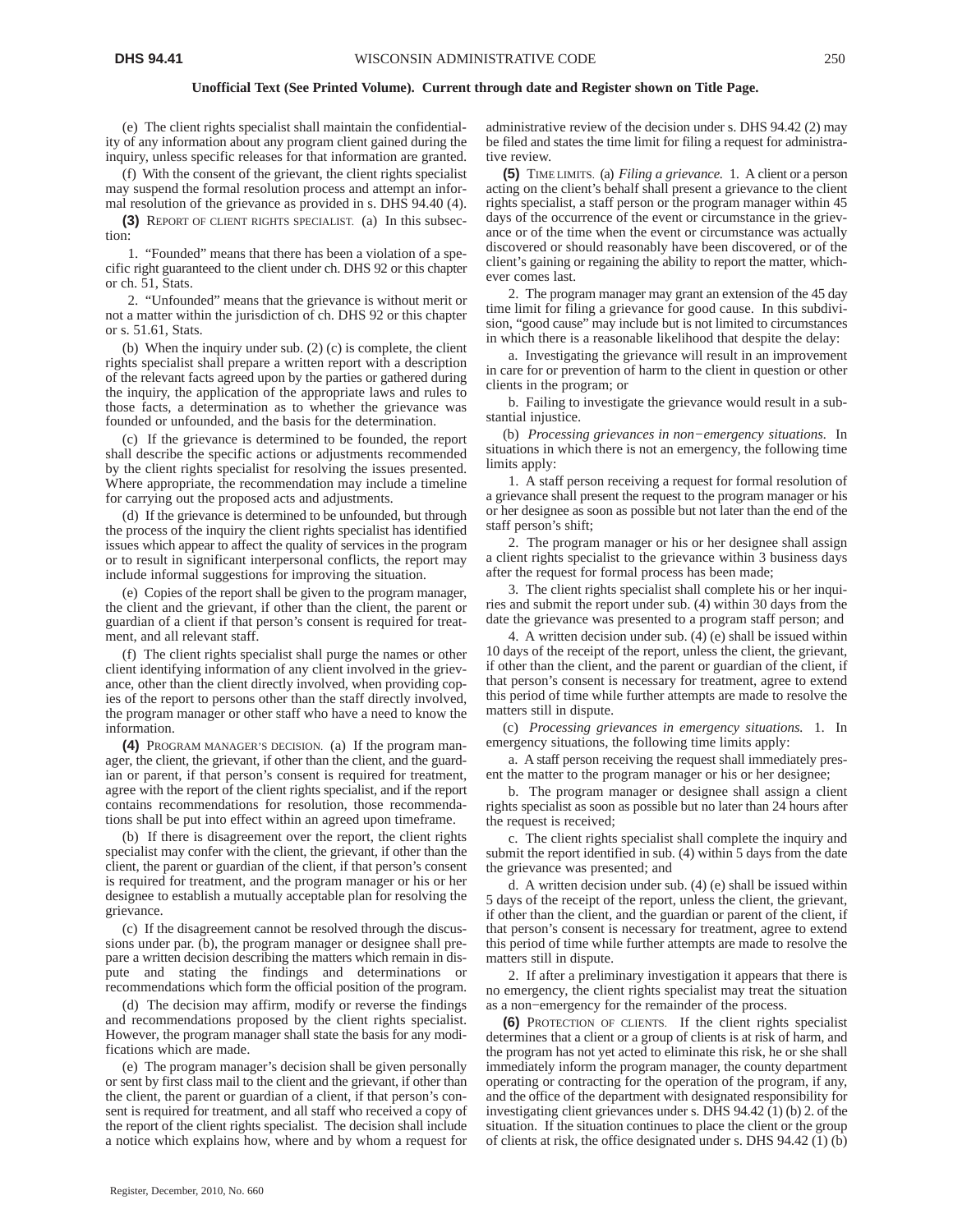**Unofficial Text (See Printed Volume). Current through date and Register shown on Title Page.**

(e) The client rights specialist shall maintain the confidentiality of any information about any program client gained during the inquiry, unless specific releases for that information are granted.

(f) With the consent of the grievant, the client rights specialist may suspend the formal resolution process and attempt an informal resolution of the grievance as provided in s. DHS 94.40 (4).

**(3)** REPORT OF CLIENT RIGHTS SPECIALIST. (a) In this subsection:

1. "Founded" means that there has been a violation of a specific right guaranteed to the client under ch. DHS 92 or this chapter or ch. 51, Stats.

2. "Unfounded" means that the grievance is without merit or not a matter within the jurisdiction of ch. DHS 92 or this chapter or s. 51.61, Stats.

(b) When the inquiry under sub. (2) (c) is complete, the client rights specialist shall prepare a written report with a description of the relevant facts agreed upon by the parties or gathered during the inquiry, the application of the appropriate laws and rules to those facts, a determination as to whether the grievance was founded or unfounded, and the basis for the determination.

(c) If the grievance is determined to be founded, the report shall describe the specific actions or adjustments recommended by the client rights specialist for resolving the issues presented. Where appropriate, the recommendation may include a timeline for carrying out the proposed acts and adjustments.

(d) If the grievance is determined to be unfounded, but through the process of the inquiry the client rights specialist has identified issues which appear to affect the quality of services in the program or to result in significant interpersonal conflicts, the report may include informal suggestions for improving the situation.

(e) Copies of the report shall be given to the program manager, the client and the grievant, if other than the client, the parent or guardian of a client if that person's consent is required for treatment, and all relevant staff.

(f) The client rights specialist shall purge the names or other client identifying information of any client involved in the grievance, other than the client directly involved, when providing copies of the report to persons other than the staff directly involved, the program manager or other staff who have a need to know the information.

**(4)** PROGRAM MANAGER'S DECISION. (a) If the program manager, the client, the grievant, if other than the client, and the guardian or parent, if that person's consent is required for treatment, agree with the report of the client rights specialist, and if the report contains recommendations for resolution, those recommendations shall be put into effect within an agreed upon timeframe.

(b) If there is disagreement over the report, the client rights specialist may confer with the client, the grievant, if other than the client, the parent or guardian of the client, if that person's consent is required for treatment, and the program manager or his or her designee to establish a mutually acceptable plan for resolving the grievance.

(c) If the disagreement cannot be resolved through the discussions under par. (b), the program manager or designee shall prepare a written decision describing the matters which remain in dispute and stating the findings and determinations or recommendations which form the official position of the program.

(d) The decision may affirm, modify or reverse the findings and recommendations proposed by the client rights specialist. However, the program manager shall state the basis for any modifications which are made.

(e) The program manager's decision shall be given personally or sent by first class mail to the client and the grievant, if other than the client, the parent or guardian of a client, if that person's consent is required for treatment, and all staff who received a copy of the report of the client rights specialist. The decision shall include a notice which explains how, where and by whom a request for administrative review of the decision under s. DHS 94.42 (2) may be filed and states the time limit for filing a request for administrative review.

**(5)** TIME LIMITS. (a) *Filing a grievance.* 1. A client or a person acting on the client's behalf shall present a grievance to the client rights specialist, a staff person or the program manager within 45 days of the occurrence of the event or circumstance in the grievance or of the time when the event or circumstance was actually discovered or should reasonably have been discovered, or of the client's gaining or regaining the ability to report the matter, whichever comes last.

2. The program manager may grant an extension of the 45 day time limit for filing a grievance for good cause. In this subdivision, "good cause" may include but is not limited to circumstances in which there is a reasonable likelihood that despite the delay:

a. Investigating the grievance will result in an improvement in care for or prevention of harm to the client in question or other clients in the program; or

b. Failing to investigate the grievance would result in a substantial injustice.

(b) *Processing grievances in non−emergency situations.* In situations in which there is not an emergency, the following time limits apply:

1. A staff person receiving a request for formal resolution of a grievance shall present the request to the program manager or his or her designee as soon as possible but not later than the end of the staff person's shift;

2. The program manager or his or her designee shall assign a client rights specialist to the grievance within 3 business days after the request for formal process has been made;

3. The client rights specialist shall complete his or her inquiries and submit the report under sub. (4) within 30 days from the date the grievance was presented to a program staff person; and

4. A written decision under sub. (4) (e) shall be issued within 10 days of the receipt of the report, unless the client, the grievant, if other than the client, and the parent or guardian of the client, if that person's consent is necessary for treatment, agree to extend this period of time while further attempts are made to resolve the matters still in dispute.

(c) *Processing grievances in emergency situations.* 1. In emergency situations, the following time limits apply:

a. A staff person receiving the request shall immediately present the matter to the program manager or his or her designee;

b. The program manager or designee shall assign a client rights specialist as soon as possible but no later than 24 hours after the request is received;

c. The client rights specialist shall complete the inquiry and submit the report identified in sub. (4) within 5 days from the date the grievance was presented; and

d. A written decision under sub. (4) (e) shall be issued within 5 days of the receipt of the report, unless the client, the grievant, if other than the client, and the guardian or parent of the client, if that person's consent is necessary for treatment, agree to extend this period of time while further attempts are made to resolve the matters still in dispute.

2. If after a preliminary investigation it appears that there is no emergency, the client rights specialist may treat the situation as a non−emergency for the remainder of the process.

**(6)** PROTECTION OF CLIENTS. If the client rights specialist determines that a client or a group of clients is at risk of harm, and the program has not yet acted to eliminate this risk, he or she shall immediately inform the program manager, the county department operating or contracting for the operation of the program, if any, and the office of the department with designated responsibility for investigating client grievances under s. DHS 94.42 (1) (b) 2. of the situation. If the situation continues to place the client or the group of clients at risk, the office designated under s. DHS 94.42 (1) (b)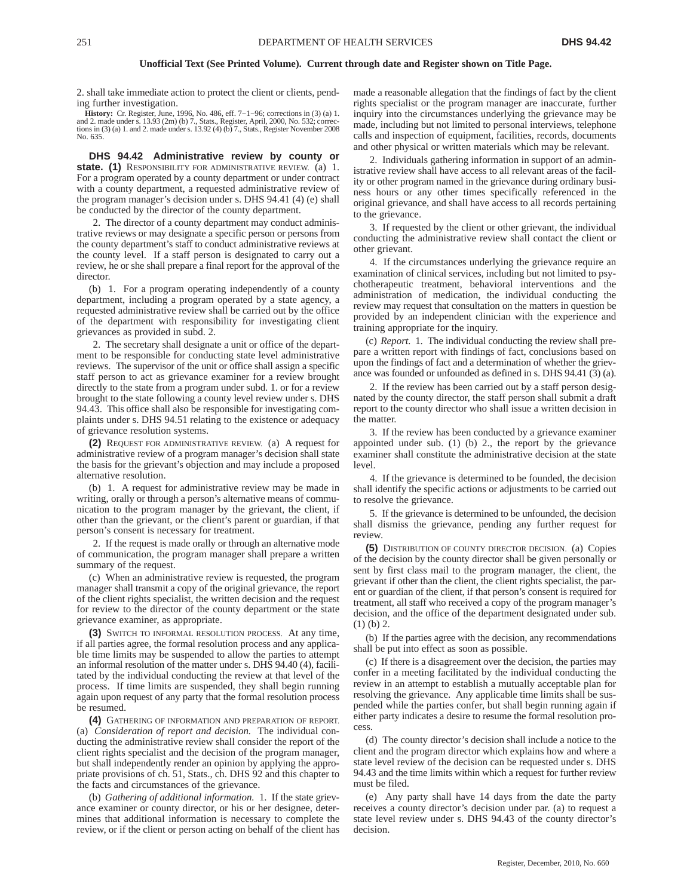**Unofficial Text (See Printed Volume). Current through date and Register shown on Title Page.**

2. shall take immediate action to protect the client or clients, pending further investigation.

**History:** Cr. Register, June, 1996, No. 486, eff. 7−1−96; corrections in (3) (a) 1. and 2. made under s. 13.93 (2m) (b) 7., Stats., Register, April, 2000, No. 532; corrections in (3) (a) 1. and 2. made under s. 13.92 (4) (b) 7., Stats., Register November 2008 No. 635.

**DHS 94.42 Administrative review by county or state. (1)** RESPONSIBILITY FOR ADMINISTRATIVE REVIEW. (a) 1. For a program operated by a county department or under contract with a county department, a requested administrative review of the program manager's decision under s. DHS 94.41 (4) (e) shall be conducted by the director of the county department.

2. The director of a county department may conduct administrative reviews or may designate a specific person or persons from the county department's staff to conduct administrative reviews at the county level. If a staff person is designated to carry out a review, he or she shall prepare a final report for the approval of the director.

(b) 1. For a program operating independently of a county department, including a program operated by a state agency, a requested administrative review shall be carried out by the office of the department with responsibility for investigating client grievances as provided in subd. 2.

2. The secretary shall designate a unit or office of the department to be responsible for conducting state level administrative reviews. The supervisor of the unit or office shall assign a specific staff person to act as grievance examiner for a review brought directly to the state from a program under subd. 1. or for a review brought to the state following a county level review under s. DHS 94.43. This office shall also be responsible for investigating complaints under s. DHS 94.51 relating to the existence or adequacy of grievance resolution systems.

**(2)** REQUEST FOR ADMINISTRATIVE REVIEW. (a) A request for administrative review of a program manager's decision shall state the basis for the grievant's objection and may include a proposed alternative resolution.

(b) 1. A request for administrative review may be made in writing, orally or through a person's alternative means of communication to the program manager by the grievant, the client, if other than the grievant, or the client's parent or guardian, if that person's consent is necessary for treatment.

2. If the request is made orally or through an alternative mode of communication, the program manager shall prepare a written summary of the request.

(c) When an administrative review is requested, the program manager shall transmit a copy of the original grievance, the report of the client rights specialist, the written decision and the request for review to the director of the county department or the state grievance examiner, as appropriate.

**(3)** SWITCH TO INFORMAL RESOLUTION PROCESS. At any time, if all parties agree, the formal resolution process and any applicable time limits may be suspended to allow the parties to attempt an informal resolution of the matter under s. DHS 94.40 (4), facilitated by the individual conducting the review at that level of the process. If time limits are suspended, they shall begin running again upon request of any party that the formal resolution process be resumed.

**(4)** GATHERING OF INFORMATION AND PREPARATION OF REPORT. (a) *Consideration of report and decision.* The individual conducting the administrative review shall consider the report of the client rights specialist and the decision of the program manager, but shall independently render an opinion by applying the appropriate provisions of ch. 51, Stats., ch. DHS 92 and this chapter to the facts and circumstances of the grievance.

(b) *Gathering of additional information.* 1. If the state grievance examiner or county director, or his or her designee, determines that additional information is necessary to complete the review, or if the client or person acting on behalf of the client has made a reasonable allegation that the findings of fact by the client rights specialist or the program manager are inaccurate, further inquiry into the circumstances underlying the grievance may be made, including but not limited to personal interviews, telephone calls and inspection of equipment, facilities, records, documents and other physical or written materials which may be relevant.

2. Individuals gathering information in support of an administrative review shall have access to all relevant areas of the facility or other program named in the grievance during ordinary business hours or any other times specifically referenced in the original grievance, and shall have access to all records pertaining to the grievance.

3. If requested by the client or other grievant, the individual conducting the administrative review shall contact the client or other grievant.

4. If the circumstances underlying the grievance require an examination of clinical services, including but not limited to psychotherapeutic treatment, behavioral interventions and the administration of medication, the individual conducting the review may request that consultation on the matters in question be provided by an independent clinician with the experience and training appropriate for the inquiry.

(c) *Report.* 1. The individual conducting the review shall prepare a written report with findings of fact, conclusions based on upon the findings of fact and a determination of whether the grievance was founded or unfounded as defined in s. DHS 94.41 (3) (a).

2. If the review has been carried out by a staff person designated by the county director, the staff person shall submit a draft report to the county director who shall issue a written decision in the matter.

3. If the review has been conducted by a grievance examiner appointed under sub. (1) (b) 2., the report by the grievance examiner shall constitute the administrative decision at the state level.

4. If the grievance is determined to be founded, the decision shall identify the specific actions or adjustments to be carried out to resolve the grievance.

5. If the grievance is determined to be unfounded, the decision shall dismiss the grievance, pending any further request for review.

**(5)** DISTRIBUTION OF COUNTY DIRECTOR DECISION. (a) Copies of the decision by the county director shall be given personally or sent by first class mail to the program manager, the client, the grievant if other than the client, the client rights specialist, the parent or guardian of the client, if that person's consent is required for treatment, all staff who received a copy of the program manager's decision, and the office of the department designated under sub. (1) (b) 2.

(b) If the parties agree with the decision, any recommendations shall be put into effect as soon as possible.

(c) If there is a disagreement over the decision, the parties may confer in a meeting facilitated by the individual conducting the review in an attempt to establish a mutually acceptable plan for resolving the grievance. Any applicable time limits shall be suspended while the parties confer, but shall begin running again if either party indicates a desire to resume the formal resolution process.

(d) The county director's decision shall include a notice to the client and the program director which explains how and where a state level review of the decision can be requested under s. DHS 94.43 and the time limits within which a request for further review must be filed.

(e) Any party shall have 14 days from the date the party receives a county director's decision under par. (a) to request a state level review under s. DHS 94.43 of the county director's decision.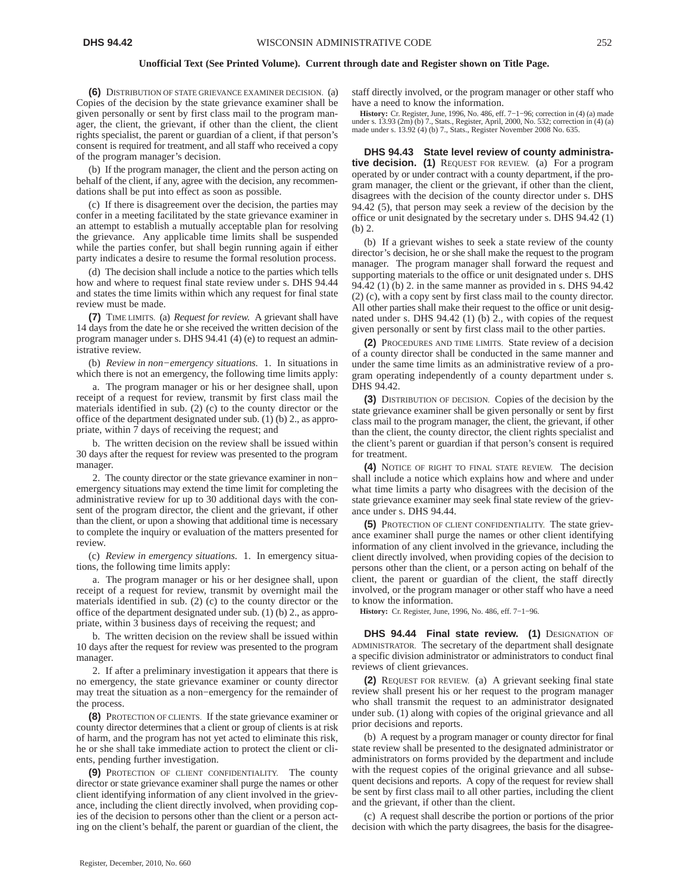**(6)** Distribution of state grievance examiner decision. (a) Copies of the decision by the state grievance examiner shall be given personally or sent by first class mail to the program manager, the client, the grievant, if other than the client, the client rights specialist, the parent or guardian of a client, if that person's consent is required for treatment, and all staff who received a copy of the program manager's decision.

(b) If the program manager, the client and the person acting on behalf of the client, if any, agree with the decision, any recommendations shall be put into effect as soon as possible.

(c) If there is disagreement over the decision, the parties may confer in a meeting facilitated by the state grievance examiner in an attempt to establish a mutually acceptable plan for resolving the grievance. Any applicable time limits shall be suspended while the parties confer, but shall begin running again if either party indicates a desire to resume the formal resolution process.

(d) The decision shall include a notice to the parties which tells how and where to request final state review under s. DHS 94.44 and states the time limits within which any request for final state review must be made.

**(7)** Time limits. (a) *Request for review.* A grievant shall have 14 days from the date he or she received the written decision of the program manager under s. DHS 94.41 (4) (e) to request an administrative review.

(b) *Review in non−emergency situations.* 1. In situations in which there is not an emergency, the following time limits apply:

a. The program manager or his or her designee shall, upon receipt of a request for review, transmit by first class mail the materials identified in sub. (2) (c) to the county director or the office of the department designated under sub. (1) (b) 2., as appropriate, within 7 days of receiving the request; and

b. The written decision on the review shall be issued within 30 days after the request for review was presented to the program manager.

2. The county director or the state grievance examiner in non−emergency situations may extend the time limit for completing the administrative review for up to 30 additional days with the consent of the program director, the client and the grievant, if other than the client, or upon a showing that additional time is necessary to complete the inquiry or evaluation of the matters presented for review.

(c) *Review in emergency situations.* 1. In emergency situations, the following time limits apply:

a. The program manager or his or her designee shall, upon receipt of a request for review, transmit by overnight mail the materials identified in sub. (2) (c) to the county director or the office of the department designated under sub. (1) (b) 2., as appropriate, within 3 business days of receiving the request; and

b. The written decision on the review shall be issued within 10 days after the request for review was presented to the program manager.

2. If after a preliminary investigation it appears that there is no emergency, the state grievance examiner or county director may treat the situation as a non−emergency for the remainder of the process.

**(8)** Protection of clients. If the state grievance examiner or county director determines that a client or group of clients is at risk of harm, and the program has not yet acted to eliminate this risk, he or she shall take immediate action to protect the client or clients, pending further investigation.

**(9)** Protection of client confidentiality. The county director or state grievance examiner shall purge the names or other client identifying information of any client involved in the grievance, including the client directly involved, when providing copies of the decision to persons other than the client or a person acting on the client's behalf, the parent or guardian of the client, the staff directly involved, or the program manager or other staff who have a need to know the information.

**History:** Cr. Register, June, 1996, No. 486, eff. 7−1−96; correction in (4) (a) made under s. 13.93 (2m) (b) 7., Stats., Register, April, 2000, No. 532; correction in (4) (a) made under s. 13.92 (4) (b) 7., Stats., Register November 2008 No. 635.

## DHS 94.43 State level review of county administrative decision.

**(1)** Request for review. (a) For a program operated by or under contract with a county department, if the program manager, the client or the grievant, if other than the client, disagrees with the decision of the county director under s. DHS 94.42 (5), that person may seek a review of the decision by the office or unit designated by the secretary under s. DHS 94.42 (1) (b) 2.

(b) If a grievant wishes to seek a state review of the county director's decision, he or she shall make the request to the program manager. The program manager shall forward the request and supporting materials to the office or unit designated under s. DHS 94.42 (1) (b) 2. in the same manner as provided in s. DHS 94.42 (2) (c), with a copy sent by first class mail to the county director. All other parties shall make their request to the office or unit designated under s. DHS 94.42 (1) (b) 2., with copies of the request given personally or sent by first class mail to the other parties.

**(2)** Procedures and time limits. State review of a decision of a county director shall be conducted in the same manner and under the same time limits as an administrative review of a program operating independently of a county department under s. DHS 94.42.

**(3)** Distribution of decision. Copies of the decision by the state grievance examiner shall be given personally or sent by first class mail to the program manager, the client, the grievant, if other than the client, the county director, the client rights specialist and the client's parent or guardian if that person's consent is required for treatment.

**(4)** Notice of right to final state review. The decision shall include a notice which explains how and where and under what time limits a party who disagrees with the decision of the state grievance examiner may seek final state review of the grievance under s. DHS 94.44.

**(5)** Protection of client confidentiality. The state grievance examiner shall purge the names or other client identifying information of any client involved in the grievance, including the client directly involved, when providing copies of the decision to persons other than the client, or a person acting on behalf of the client, the parent or guardian of the client, the staff directly involved, or the program manager or other staff who have a need to know the information.

**History:** Cr. Register, June, 1996, No. 486, eff. 7−1−96.

## DHS 94.44 Final state review.

**(1)** Designation of administrator. The secretary of the department shall designate a specific division administrator or administrators to conduct final reviews of client grievances.

**(2)** Request for review. (a) A grievant seeking final state review shall present his or her request to the program manager who shall transmit the request to an administrator designated under sub. (1) along with copies of the original grievance and all prior decisions and reports.

(b) A request by a program manager or county director for final state review shall be presented to the designated administrator or administrators on forms provided by the department and include with the request copies of the original grievance and all subsequent decisions and reports. A copy of the request for review shall be sent by first class mail to all other parties, including the client and the grievant, if other than the client.

(c) A request shall describe the portion or portions of the prior decision with which the party disagrees, the basis for the disagree-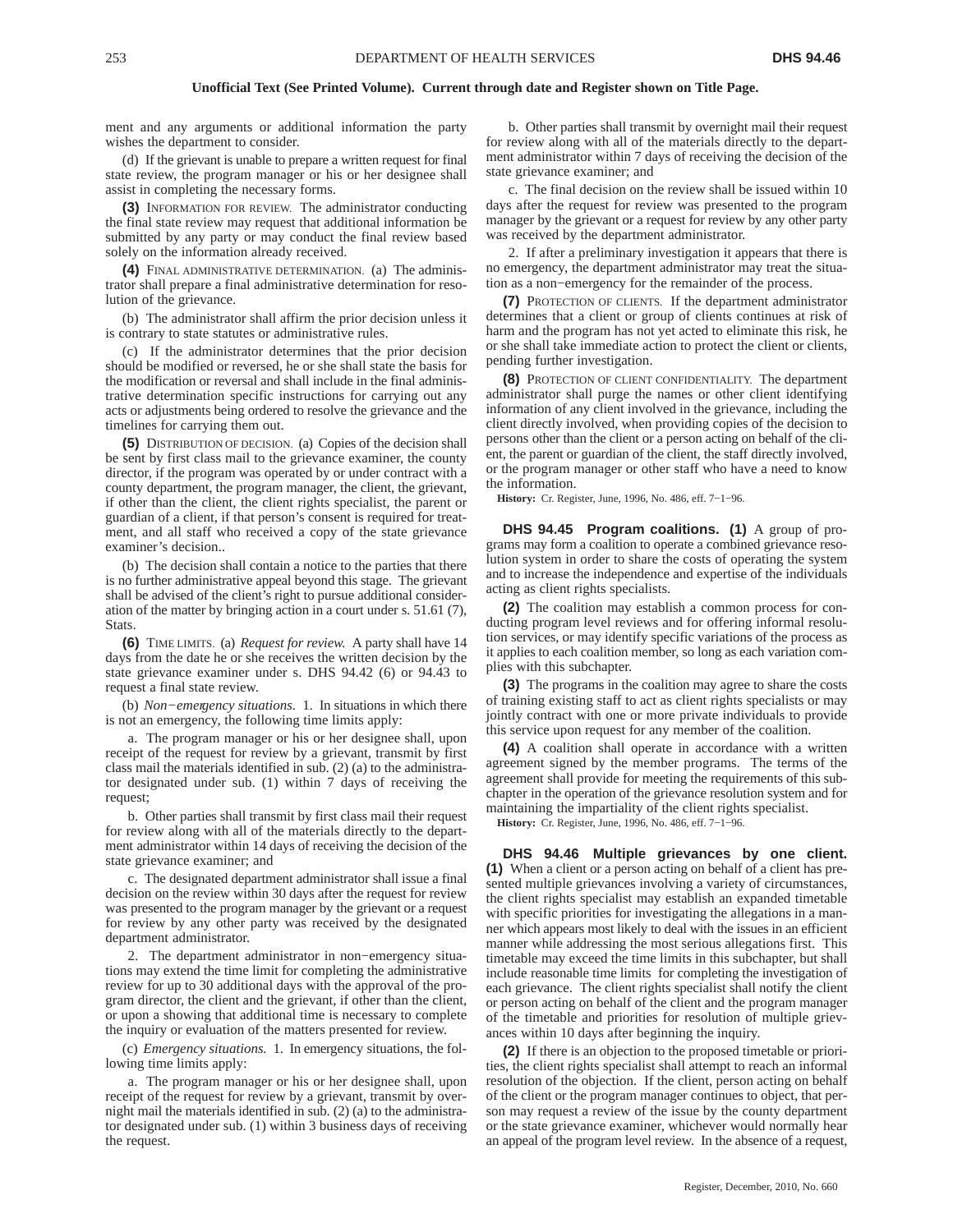**Unofficial Text (See Printed Volume). Current through date and Register shown on Title Page.**

ment and any arguments or additional information the party wishes the department to consider.

(d) If the grievant is unable to prepare a written request for final state review, the program manager or his or her designee shall assist in completing the necessary forms.

**(3)** INFORMATION FOR REVIEW. The administrator conducting the final state review may request that additional information be submitted by any party or may conduct the final review based solely on the information already received.

**(4)** FINAL ADMINISTRATIVE DETERMINATION. (a) The administrator shall prepare a final administrative determination for resolution of the grievance.

(b) The administrator shall affirm the prior decision unless it is contrary to state statutes or administrative rules.

(c) If the administrator determines that the prior decision should be modified or reversed, he or she shall state the basis for the modification or reversal and shall include in the final administrative determination specific instructions for carrying out any acts or adjustments being ordered to resolve the grievance and the timelines for carrying them out.

**(5)** DISTRIBUTION OF DECISION. (a) Copies of the decision shall be sent by first class mail to the grievance examiner, the county director, if the program was operated by or under contract with a county department, the program manager, the client, the grievant, if other than the client, the client rights specialist, the parent or guardian of a client, if that person's consent is required for treatment, and all staff who received a copy of the state grievance examiner's decision..

(b) The decision shall contain a notice to the parties that there is no further administrative appeal beyond this stage. The grievant shall be advised of the client's right to pursue additional consideration of the matter by bringing action in a court under s. 51.61 (7), Stats.

**(6)** TIME LIMITS. (a) *Request for review.* A party shall have 14 days from the date he or she receives the written decision by the state grievance examiner under s. DHS 94.42 (6) or 94.43 to request a final state review.

(b) *Non−emergency situations.* 1. In situations in which there is not an emergency, the following time limits apply:

a. The program manager or his or her designee shall, upon receipt of the request for review by a grievant, transmit by first class mail the materials identified in sub. (2) (a) to the administrator designated under sub. (1) within 7 days of receiving the request;

b. Other parties shall transmit by first class mail their request for review along with all of the materials directly to the department administrator within 14 days of receiving the decision of the state grievance examiner; and

c. The designated department administrator shall issue a final decision on the review within 30 days after the request for review was presented to the program manager by the grievant or a request for review by any other party was received by the designated department administrator.

2. The department administrator in non−emergency situations may extend the time limit for completing the administrative review for up to 30 additional days with the approval of the program director, the client and the grievant, if other than the client, or upon a showing that additional time is necessary to complete the inquiry or evaluation of the matters presented for review.

(c) *Emergency situations.* 1. In emergency situations, the following time limits apply:

a. The program manager or his or her designee shall, upon receipt of the request for review by a grievant, transmit by overnight mail the materials identified in sub. (2) (a) to the administrator designated under sub. (1) within 3 business days of receiving the request.

b. Other parties shall transmit by overnight mail their request for review along with all of the materials directly to the department administrator within 7 days of receiving the decision of the state grievance examiner; and

c. The final decision on the review shall be issued within 10 days after the request for review was presented to the program manager by the grievant or a request for review by any other party was received by the department administrator.

2. If after a preliminary investigation it appears that there is no emergency, the department administrator may treat the situation as a non−emergency for the remainder of the process.

**(7)** PROTECTION OF CLIENTS. If the department administrator determines that a client or group of clients continues at risk of harm and the program has not yet acted to eliminate this risk, he or she shall take immediate action to protect the client or clients, pending further investigation.

**(8)** PROTECTION OF CLIENT CONFIDENTIALITY. The department administrator shall purge the names or other client identifying information of any client involved in the grievance, including the client directly involved, when providing copies of the decision to persons other than the client or a person acting on behalf of the client, the parent or guardian of the client, the staff directly involved, or the program manager or other staff who have a need to know the information.

**History:** Cr. Register, June, 1996, No. 486, eff. 7−1−96.

**DHS 94.45 Program coalitions. (1)** A group of programs may form a coalition to operate a combined grievance resolution system in order to share the costs of operating the system and to increase the independence and expertise of the individuals acting as client rights specialists.

**(2)** The coalition may establish a common process for conducting program level reviews and for offering informal resolution services, or may identify specific variations of the process as it applies to each coalition member, so long as each variation complies with this subchapter.

**(3)** The programs in the coalition may agree to share the costs of training existing staff to act as client rights specialists or may jointly contract with one or more private individuals to provide this service upon request for any member of the coalition.

**(4)** A coalition shall operate in accordance with a written agreement signed by the member programs. The terms of the agreement shall provide for meeting the requirements of this subchapter in the operation of the grievance resolution system and for maintaining the impartiality of the client rights specialist.

**History:** Cr. Register, June, 1996, No. 486, eff. 7−1−96.

**DHS 94.46 Multiple grievances by one client. (1)** When a client or a person acting on behalf of a client has presented multiple grievances involving a variety of circumstances, the client rights specialist may establish an expanded timetable with specific priorities for investigating the allegations in a manner which appears most likely to deal with the issues in an efficient manner while addressing the most serious allegations first. This timetable may exceed the time limits in this subchapter, but shall include reasonable time limits for completing the investigation of each grievance. The client rights specialist shall notify the client or person acting on behalf of the client and the program manager of the timetable and priorities for resolution of multiple grievances within 10 days after beginning the inquiry.

**(2)** If there is an objection to the proposed timetable or priorities, the client rights specialist shall attempt to reach an informal resolution of the objection. If the client, person acting on behalf of the client or the program manager continues to object, that person may request a review of the issue by the county department or the state grievance examiner, whichever would normally hear an appeal of the program level review. In the absence of a request,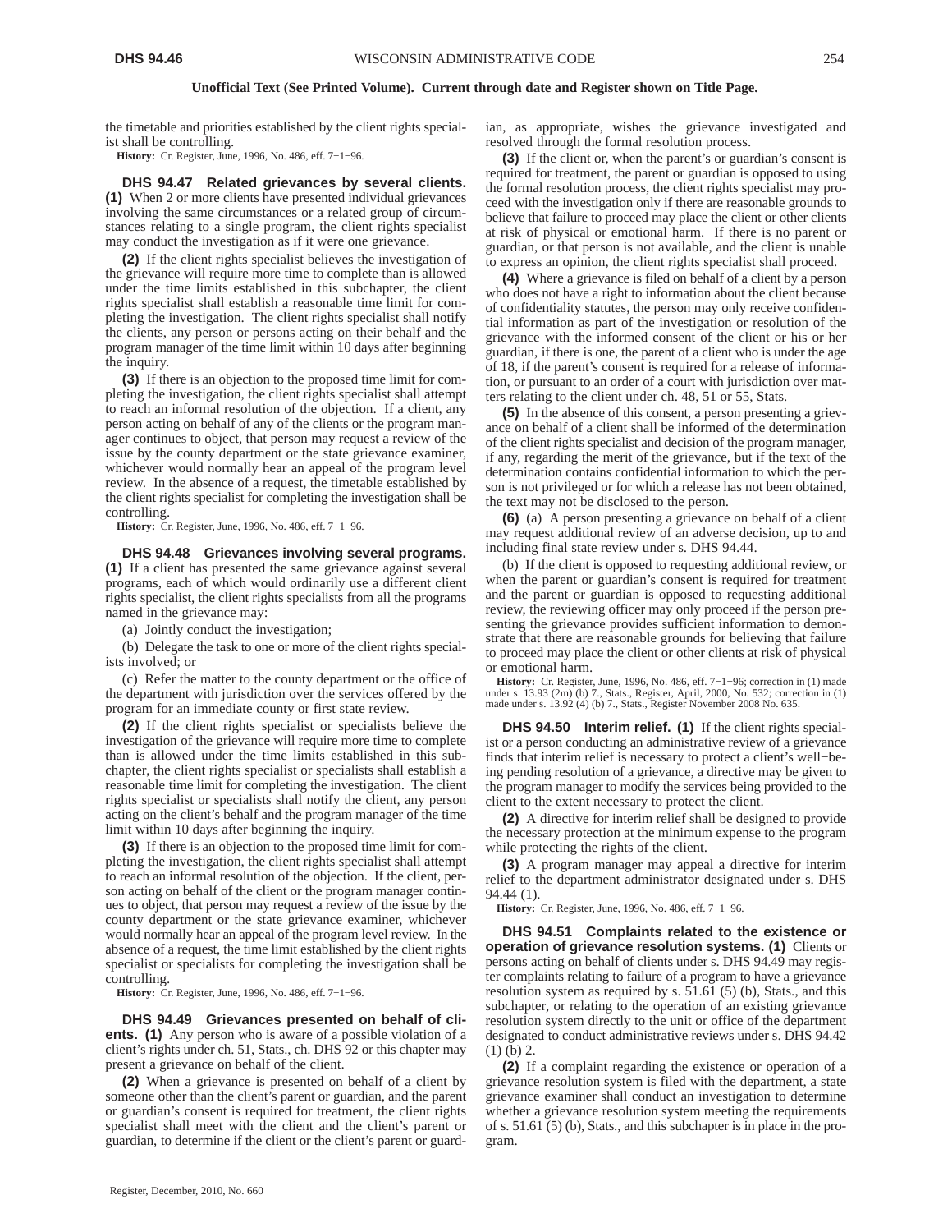the timetable and priorities established by the client rights specialist shall be controlling.

**History:** Cr. Register, June, 1996, No. 486, eff. 7−1−96.

**DHS 94.47 Related grievances by several clients.** **(1)** When 2 or more clients have presented individual grievances involving the same circumstances or a related group of circumstances relating to a single program, the client rights specialist may conduct the investigation as if it were one grievance.

**(2)** If the client rights specialist believes the investigation of the grievance will require more time to complete than is allowed under the time limits established in this subchapter, the client rights specialist shall establish a reasonable time limit for completing the investigation. The client rights specialist shall notify the clients, any person or persons acting on their behalf and the program manager of the time limit within 10 days after beginning the inquiry.

**(3)** If there is an objection to the proposed time limit for completing the investigation, the client rights specialist shall attempt to reach an informal resolution of the objection. If a client, any person acting on behalf of any of the clients or the program manager continues to object, that person may request a review of the issue by the county department or the state grievance examiner, whichever would normally hear an appeal of the program level review. In the absence of a request, the timetable established by the client rights specialist for completing the investigation shall be controlling.

**History:** Cr. Register, June, 1996, No. 486, eff. 7−1−96.

**DHS 94.48 Grievances involving several programs.** **(1)** If a client has presented the same grievance against several programs, each of which would ordinarily use a different client rights specialist, the client rights specialists from all the programs named in the grievance may:

(a) Jointly conduct the investigation;

(b) Delegate the task to one or more of the client rights specialists involved; or

(c) Refer the matter to the county department or the office of the department with jurisdiction over the services offered by the program for an immediate county or first state review.

**(2)** If the client rights specialist or specialists believe the investigation of the grievance will require more time to complete than is allowed under the time limits established in this subchapter, the client rights specialist or specialists shall establish a reasonable time limit for completing the investigation. The client rights specialist or specialists shall notify the client, any person acting on the client's behalf and the program manager of the time limit within 10 days after beginning the inquiry.

**(3)** If there is an objection to the proposed time limit for completing the investigation, the client rights specialist shall attempt to reach an informal resolution of the objection. If the client, person acting on behalf of the client or the program manager continues to object, that person may request a review of the issue by the county department or the state grievance examiner, whichever would normally hear an appeal of the program level review. In the absence of a request, the time limit established by the client rights specialist or specialists for completing the investigation shall be controlling.

**History:** Cr. Register, June, 1996, No. 486, eff. 7−1−96.

**DHS 94.49 Grievances presented on behalf of clients.** **(1)** Any person who is aware of a possible violation of a client's rights under ch. 51, Stats., ch. DHS 92 or this chapter may present a grievance on behalf of the client.

**(2)** When a grievance is presented on behalf of a client by someone other than the client's parent or guardian, and the parent or guardian's consent is required for treatment, the client rights specialist shall meet with the client and the client's parent or guardian, to determine if the client or the client's parent or guardian, as appropriate, wishes the grievance investigated and resolved through the formal resolution process.

**(3)** If the client or, when the parent's or guardian's consent is required for treatment, the parent or guardian is opposed to using the formal resolution process, the client rights specialist may proceed with the investigation only if there are reasonable grounds to believe that failure to proceed may place the client or other clients at risk of physical or emotional harm. If there is no parent or guardian, or that person is not available, and the client is unable to express an opinion, the client rights specialist shall proceed.

**(4)** Where a grievance is filed on behalf of a client by a person who does not have a right to information about the client because of confidentiality statutes, the person may only receive confidential information as part of the investigation or resolution of the grievance with the informed consent of the client or his or her guardian, if there is one, the parent of a client who is under the age of 18, if the parent's consent is required for a release of information, or pursuant to an order of a court with jurisdiction over matters relating to the client under ch. 48, 51 or 55, Stats.

**(5)** In the absence of this consent, a person presenting a grievance on behalf of a client shall be informed of the determination of the client rights specialist and decision of the program manager, if any, regarding the merit of the grievance, but if the text of the determination contains confidential information to which the person is not privileged or for which a release has not been obtained, the text may not be disclosed to the person.

**(6)** (a) A person presenting a grievance on behalf of a client may request additional review of an adverse decision, up to and including final state review under s. DHS 94.44.

(b) If the client is opposed to requesting additional review, or when the parent or guardian's consent is required for treatment and the parent or guardian is opposed to requesting additional review, the reviewing officer may only proceed if the person presenting the grievance provides sufficient information to demonstrate that there are reasonable grounds for believing that failure to proceed may place the client or other clients at risk of physical or emotional harm.

**History:** Cr. Register, June, 1996, No. 486, eff. 7−1−96; correction in (1) made under s. 13.93 (2m) (b) 7., Stats., Register, April, 2000, No. 532; correction in (1) made under s. 13.92 (4) (b) 7., Stats., Register November 2008 No. 635.

**DHS 94.50 Interim relief.** **(1)** If the client rights specialist or a person conducting an administrative review of a grievance finds that interim relief is necessary to protect a client's well−being pending resolution of a grievance, a directive may be given to the program manager to modify the services being provided to the client to the extent necessary to protect the client.

**(2)** A directive for interim relief shall be designed to provide the necessary protection at the minimum expense to the program while protecting the rights of the client.

**(3)** A program manager may appeal a directive for interim relief to the department administrator designated under s. DHS 94.44 (1).

**History:** Cr. Register, June, 1996, No. 486, eff. 7−1−96.

**DHS 94.51 Complaints related to the existence or operation of grievance resolution systems.** **(1)** Clients or persons acting on behalf of clients under s. DHS 94.49 may register complaints relating to failure of a program to have a grievance resolution system as required by s. 51.61 (5) (b), Stats., and this subchapter, or relating to the operation of an existing grievance resolution system directly to the unit or office of the department designated to conduct administrative reviews under s. DHS 94.42 (1) (b) 2.

**(2)** If a complaint regarding the existence or operation of a grievance resolution system is filed with the department, a state grievance examiner shall conduct an investigation to determine whether a grievance resolution system meeting the requirements of s. 51.61 (5) (b), Stats., and this subchapter is in place in the program.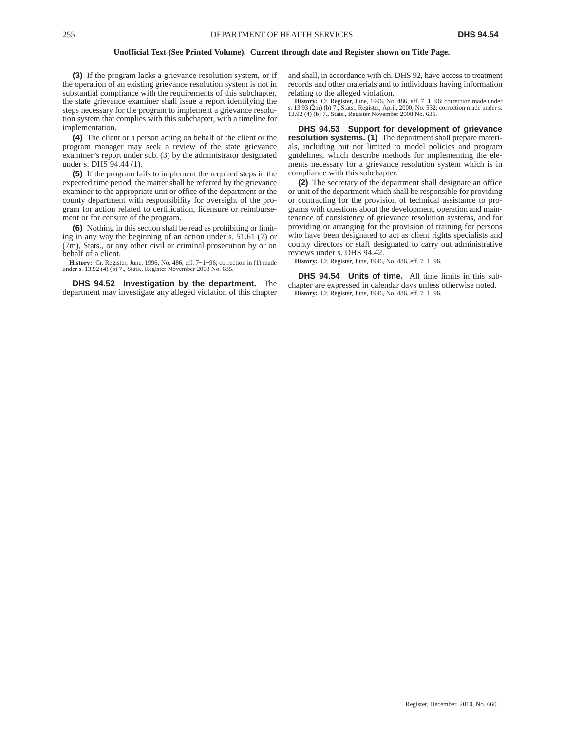**Unofficial Text (See Printed Volume). Current through date and Register shown on Title Page.**

**(3)** If the program lacks a grievance resolution system, or if the operation of an existing grievance resolution system is not in substantial compliance with the requirements of this subchapter, the state grievance examiner shall issue a report identifying the steps necessary for the program to implement a grievance resolution system that complies with this subchapter, with a timeline for implementation.

**(4)** The client or a person acting on behalf of the client or the program manager may seek a review of the state grievance examiner's report under sub. (3) by the administrator designated under s. DHS 94.44 (1).

**(5)** If the program fails to implement the required steps in the expected time period, the matter shall be referred by the grievance examiner to the appropriate unit or office of the department or the county department with responsibility for oversight of the program for action related to certification, licensure or reimbursement or for censure of the program.

**(6)** Nothing in this section shall be read as prohibiting or limiting in any way the beginning of an action under s. 51.61 (7) or (7m), Stats., or any other civil or criminal prosecution by or on behalf of a client.

**History:** Cr. Register, June, 1996, No. 486, eff. 7−1−96; correction in (1) made under s. 13.92 (4) (b) 7., Stats., Register November 2008 No. 635.

**DHS 94.52 Investigation by the department.** The department may investigate any alleged violation of this chapter and shall, in accordance with ch. DHS 92, have access to treatment records and other materials and to individuals having information relating to the alleged violation.

**History:** Cr. Register, June, 1996, No. 486, eff. 7−1−96; correction made under s. 13.93 (2m) (b) 7., Stats., Register, April, 2000, No. 532; correction made under s. 13.92 (4) (b) 7., Stats., Register November 2008 No. 635.

**DHS 94.53 Support for development of grievance resolution systems. (1)** The department shall prepare materials, including but not limited to model policies and program guidelines, which describe methods for implementing the elements necessary for a grievance resolution system which is in compliance with this subchapter.

**(2)** The secretary of the department shall designate an office or unit of the department which shall be responsible for providing or contracting for the provision of technical assistance to programs with questions about the development, operation and maintenance of consistency of grievance resolution systems, and for providing or arranging for the provision of training for persons who have been designated to act as client rights specialists and county directors or staff designated to carry out administrative reviews under s. DHS 94.42.

**History:** Cr. Register, June, 1996, No. 486, eff. 7−1−96.

**DHS 94.54 Units of time.** All time limits in this subchapter are expressed in calendar days unless otherwise noted.

**History:** Cr. Register, June, 1996, No. 486, eff. 7−1−96.